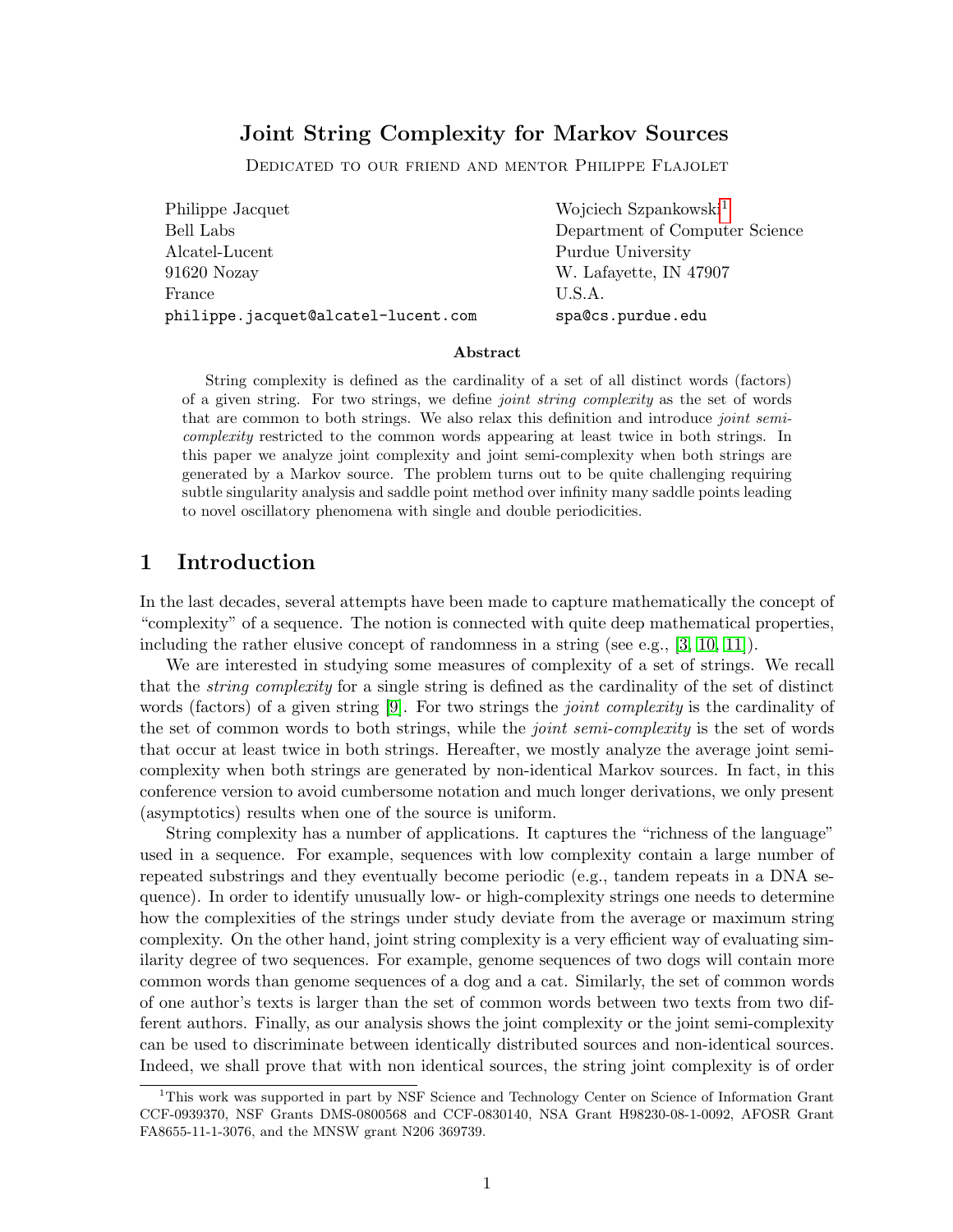# Joint String Complexity for Markov Sources

Dedicated to our friend and mentor Philippe Flajolet

Philippe Jacquet
Bell Labs
Alcatel-Lucent
91620 Nozay
France
`philippe.jacquet@alcatel-lucent.com`

Wojciech Szpankowski[1]
Department of Computer Science
Purdue University
W. Lafayette, IN 47907
U.S.A.
`spa@cs.purdue.edu`

### Abstract

String complexity is defined as the cardinality of a set of all distinct words (factors) of a given string. For two strings, we define *joint string complexity* as the set of words that are common to both strings. We also relax this definition and introduce *joint semi-complexity* restricted to the common words appearing at least twice in both strings. In this paper we analyze joint complexity and joint semi-complexity when both strings are generated by a Markov source. The problem turns out to be quite challenging requiring subtle singularity analysis and saddle point method over infinity many saddle points leading to novel oscillatory phenomena with single and double periodicities.

## 1 Introduction

In the last decades, several attempts have been made to capture mathematically the concept of "complexity" of a sequence. The notion is connected with quite deep mathematical properties, including the rather elusive concept of randomness in a string (see e.g., [3, 10, 11]).

We are interested in studying some measures of complexity of a set of strings. We recall that the *string complexity* for a single string is defined as the cardinality of the set of distinct words (factors) of a given string [9]. For two strings the *joint complexity* is the cardinality of the set of common words to both strings, while the *joint semi-complexity* is the set of words that occur at least twice in both strings. Hereafter, we mostly analyze the average joint semi-complexity when both strings are generated by non-identical Markov sources. In fact, in this conference version to avoid cumbersome notation and much longer derivations, we only present (asymptotics) results when one of the source is uniform.

String complexity has a number of applications. It captures the "richness of the language" used in a sequence. For example, sequences with low complexity contain a large number of repeated substrings and they eventually become periodic (e.g., tandem repeats in a DNA sequence). In order to identify unusually low- or high-complexity strings one needs to determine how the complexities of the strings under study deviate from the average or maximum string complexity. On the other hand, joint string complexity is a very efficient way of evaluating similarity degree of two sequences. For example, genome sequences of two dogs will contain more common words than genome sequences of a dog and a cat. Similarly, the set of common words of one author's texts is larger than the set of common words between two texts from two different authors. Finally, as our analysis shows the joint complexity or the joint semi-complexity can be used to discriminate between identically distributed sources and non-identical sources. Indeed, we shall prove that with non identical sources, the string joint complexity is of order

[1] This work was supported in part by NSF Science and Technology Center on Science of Information Grant CCF-0939370, NSF Grants DMS-0800568 and CCF-0830140, NSA Grant H98230-08-1-0092, AFOSR Grant FA8655-11-1-3076, and the MNSW grant N206 369739.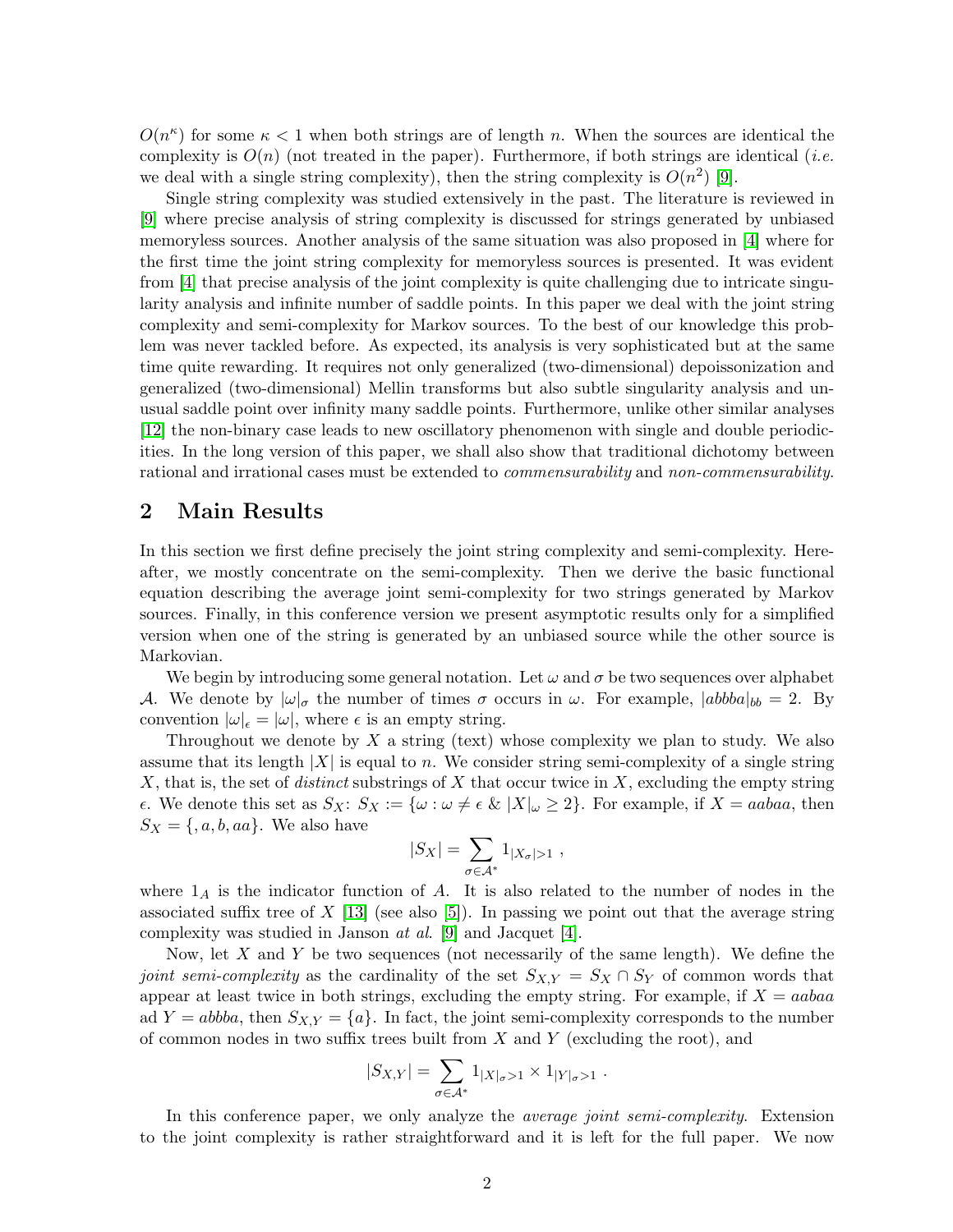$O(n^\kappa)$ for some $\kappa < 1$ when both strings are of length $n$. When the sources are identical the complexity is $O(n)$ (not treated in the paper). Furthermore, if both strings are identical (*i.e.* we deal with a single string complexity), then the string complexity is $O(n^2)$ [9].

Single string complexity was studied extensively in the past. The literature is reviewed in [9] where precise analysis of string complexity is discussed for strings generated by unbiased memoryless sources. Another analysis of the same situation was also proposed in [4] where for the first time the joint string complexity for memoryless sources is presented. It was evident from [4] that precise analysis of the joint complexity is quite challenging due to intricate singularity analysis and infinite number of saddle points. In this paper we deal with the joint string complexity and semi-complexity for Markov sources. To the best of our knowledge this problem was never tackled before. As expected, its analysis is very sophisticated but at the same time quite rewarding. It requires not only generalized (two-dimensional) depoissonization and generalized (two-dimensional) Mellin transforms but also subtle singularity analysis and unusual saddle point over infinity many saddle points. Furthermore, unlike other similar analyses [12] the non-binary case leads to new oscillatory phenomenon with single and double periodicities. In the long version of this paper, we shall also show that traditional dichotomy between rational and irrational cases must be extended to *commensurability* and *non-commensurability*.

## 2 Main Results

In this section we first define precisely the joint string complexity and semi-complexity. Hereafter, we mostly concentrate on the semi-complexity. Then we derive the basic functional equation describing the average joint semi-complexity for two strings generated by Markov sources. Finally, in this conference version we present asymptotic results only for a simplified version when one of the string is generated by an unbiased source while the other source is Markovian.

We begin by introducing some general notation. Let $\omega$ and $\sigma$ be two sequences over alphabet $\mathcal{A}$. We denote by $|\omega|_\sigma$ the number of times $\sigma$ occurs in $\omega$. For example, $|abbba|_{bb} = 2$. By convention $|\omega|_\epsilon = |\omega|$, where $\epsilon$ is an empty string.

Throughout we denote by $X$ a string (text) whose complexity we plan to study. We also assume that its length $|X|$ is equal to $n$. We consider string semi-complexity of a single string $X$, that is, the set of *distinct* substrings of $X$ that occur twice in $X$, excluding the empty string $\epsilon$. We denote this set as $S_X$: $S_X := \{\omega : \omega \neq \epsilon \;\&\; |X|_\omega \geq 2\}$. For example, if $X = aabaa$, then $S_X = \{, a, b, aa\}$. We also have

$$|S_X| = \sum_{\sigma \in \mathcal{A}^*} 1_{|X_\sigma| > 1} \ ,$$

where $1_A$ is the indicator function of $A$. It is also related to the number of nodes in the associated suffix tree of $X$ [13] (see also [5]). In passing we point out that the average string complexity was studied in Janson *at al.* [9] and Jacquet [4].

Now, let $X$ and $Y$ be two sequences (not necessarily of the same length). We define the *joint semi-complexity* as the cardinality of the set $S_{X,Y} = S_X \cap S_Y$ of common words that appear at least twice in both strings, excluding the empty string. For example, if $X = aabaa$ ad $Y = abbba$, then $S_{X,Y} = \{a\}$. In fact, the joint semi-complexity corresponds to the number of common nodes in two suffix trees built from $X$ and $Y$ (excluding the root), and

$$|S_{X,Y}| = \sum_{\sigma \in \mathcal{A}^*} 1_{|X|_\sigma > 1} \times 1_{|Y|_\sigma > 1} \ .$$

In this conference paper, we only analyze the *average joint semi-complexity*. Extension to the joint complexity is rather straightforward and it is left for the full paper. We now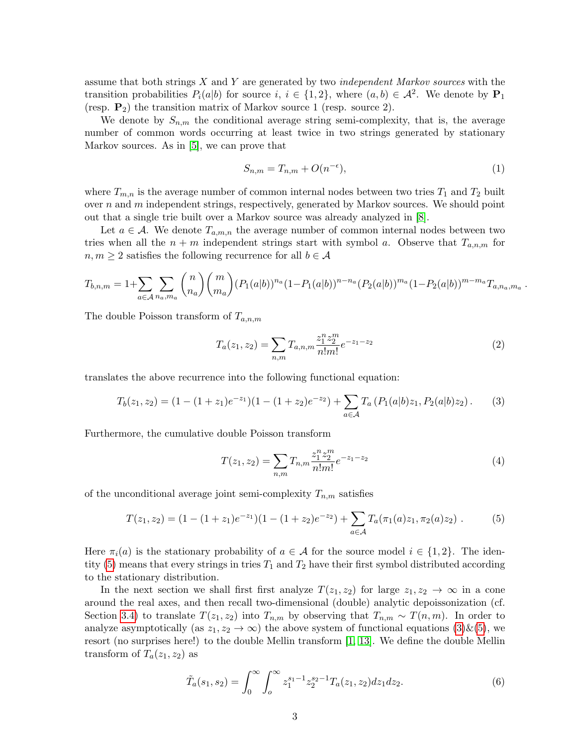assume that both strings $X$ and $Y$ are generated by two *independent Markov sources* with the transition probabilities $P_i(a|b)$ for source $i$, $i \in \{1,2\}$, where $(a,b) \in \mathcal{A}^2$. We denote by $\mathbf{P}_1$ (resp. $\mathbf{P}_2$) the transition matrix of Markov source 1 (resp. source 2).

We denote by $S_{n,m}$ the conditional average string semi-complexity, that is, the average number of common words occurring at least twice in two strings generated by stationary Markov sources. As in [5], we can prove that

$$S_{n,m} = T_{n,m} + O(n^{-\epsilon}), \tag{1}$$

where $T_{m,n}$ is the average number of common internal nodes between two tries $T_1$ and $T_2$ built over $n$ and $m$ independent strings, respectively, generated by Markov sources. We should point out that a single trie built over a Markov source was already analyzed in [8].

Let $a \in \mathcal{A}$. We denote $T_{a,m,n}$ the average number of common internal nodes between two tries when all the $n+m$ independent strings start with symbol $a$. Observe that $T_{a,n,m}$ for $n, m \geq 2$ satisfies the following recurrence for all $b \in \mathcal{A}$

$$T_{b,n,m} = 1 + \sum_{a\in\mathcal{A}} \sum_{n_a,m_a} \binom{n}{n_a}\binom{m}{m_a} (P_1(a|b))^{n_a}(1-P_1(a|b))^{n-n_a}(P_2(a|b))^{m_a}(1-P_2(a|b))^{m-m_a} T_{a,n_a,m_a}\,.$$

The double Poisson transform of $T_{a,n,m}$

$$T_a(z_1,z_2) = \sum_{n,m} T_{a,n,m} \frac{z_1^n z_2^m}{n!m!} e^{-z_1-z_2} \tag{2}$$

translates the above recurrence into the following functional equation:

$$T_b(z_1,z_2) = (1-(1+z_1)e^{-z_1})(1-(1+z_2)e^{-z_2}) + \sum_{a\in\mathcal{A}} T_a\left(P_1(a|b)z_1, P_2(a|b)z_2\right). \tag{3}$$

Furthermore, the cumulative double Poisson transform

$$T(z_1,z_2) = \sum_{n,m} T_{n,m} \frac{z_1^n z_2^m}{n!m!} e^{-z_1-z_2} \tag{4}$$

of the unconditional average joint semi-complexity $T_{n,m}$ satisfies

$$T(z_1,z_2) = (1-(1+z_1)e^{-z_1})(1-(1+z_2)e^{-z_2}) + \sum_{a\in\mathcal{A}} T_a(\pi_1(a)z_1, \pi_2(a)z_2)\,. \tag{5}$$

Here $\pi_i(a)$ is the stationary probability of $a \in \mathcal{A}$ for the source model $i \in \{1,2\}$. The identity (5) means that every strings in tries $T_1$ and $T_2$ have their first symbol distributed according to the stationary distribution.

In the next section we shall first first analyze $T(z_1,z_2)$ for large $z_1, z_2 \to \infty$ in a cone around the real axes, and then recall two-dimensional (double) analytic depoissonization (cf. Section 3.4) to translate $T(z_1,z_2)$ into $T_{n,m}$ by observing that $T_{n,m} \sim T(n,m)$. In order to analyze asymptotically (as $z_1, z_2 \to \infty$) the above system of functional equations (3)&(5), we resort (no surprises here!) to the double Mellin transform [1, 13]. We define the double Mellin transform of $T_a(z_1,z_2)$ as

$$\tilde{T}_a(s_1,s_2) = \int_0^\infty \int_o^\infty z_1^{s_1-1} z_2^{s_2-1} T_a(z_1,z_2) dz_1 dz_2. \tag{6}$$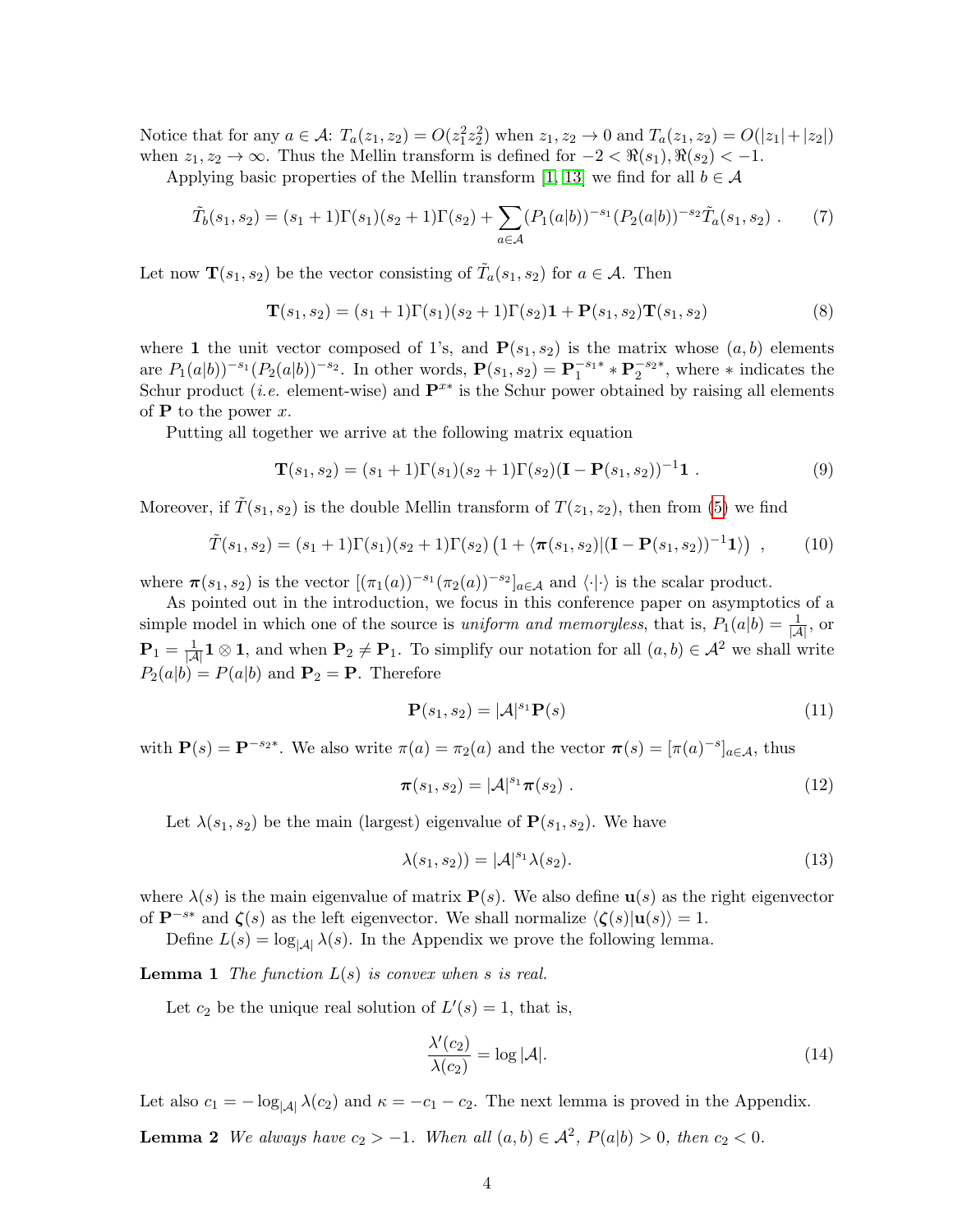Notice that for any $a \in \mathcal{A}$: $T_a(z_1, z_2) = O(z_1^2 z_2^2)$ when $z_1, z_2 \to 0$ and $T_a(z_1, z_2) = O(|z_1| + |z_2|)$ when $z_1, z_2 \to \infty$. Thus the Mellin transform is defined for $-2 < \Re(s_1), \Re(s_2) < -1$.

Applying basic properties of the Mellin transform [1, 13] we find for all $b \in \mathcal{A}$

$$\tilde{T}_b(s_1, s_2) = (s_1+1)\Gamma(s_1)(s_2+1)\Gamma(s_2) + \sum_{a \in \mathcal{A}} (P_1(a|b))^{-s_1}(P_2(a|b))^{-s_2}\tilde{T}_a(s_1, s_2) \ . \tag{7}$$

Let now $\mathbf{T}(s_1, s_2)$ be the vector consisting of $\tilde{T}_a(s_1, s_2)$ for $a \in \mathcal{A}$. Then

$$\mathbf{T}(s_1, s_2) = (s_1+1)\Gamma(s_1)(s_2+1)\Gamma(s_2)\mathbf{1} + \mathbf{P}(s_1, s_2)\mathbf{T}(s_1, s_2) \tag{8}$$

where $\mathbf{1}$ the unit vector composed of 1's, and $\mathbf{P}(s_1, s_2)$ is the matrix whose $(a, b)$ elements are $P_1(a|b))^{-s_1}(P_2(a|b))^{-s_2}$. In other words, $\mathbf{P}(s_1, s_2) = \mathbf{P}_1^{-s_1 *} * \mathbf{P}_2^{-s_2 *}$, where $*$ indicates the Schur product (*i.e.* element-wise) and $\mathbf{P}^{x*}$ is the Schur power obtained by raising all elements of $\mathbf{P}$ to the power $x$.

Putting all together we arrive at the following matrix equation

$$\mathbf{T}(s_1, s_2) = (s_1+1)\Gamma(s_1)(s_2+1)\Gamma(s_2)(\mathbf{I} - \mathbf{P}(s_1, s_2))^{-1}\mathbf{1} \ . \tag{9}$$

Moreover, if $\tilde{T}(s_1, s_2)$ is the double Mellin transform of $T(z_1, z_2)$, then from (5) we find

$$\tilde{T}(s_1, s_2) = (s_1+1)\Gamma(s_1)(s_2+1)\Gamma(s_2)\left(1 + \langle \boldsymbol{\pi}(s_1, s_2) | (\mathbf{I} - \mathbf{P}(s_1, s_2))^{-1}\mathbf{1}\rangle\right) \ , \tag{10}$$

where $\boldsymbol{\pi}(s_1, s_2)$ is the vector $[(\pi_1(a))^{-s_1}(\pi_2(a))^{-s_2}]_{a \in \mathcal{A}}$ and $\langle \cdot | \cdot \rangle$ is the scalar product.

As pointed out in the introduction, we focus in this conference paper on asymptotics of a simple model in which one of the source is *uniform and memoryless*, that is, $P_1(a|b) = \frac{1}{|\mathcal{A}|}$, or $\mathbf{P}_1 = \frac{1}{|\mathcal{A}|}\mathbf{1} \otimes \mathbf{1}$, and when $\mathbf{P}_2 \neq \mathbf{P}_1$. To simplify our notation for all $(a, b) \in \mathcal{A}^2$ we shall write $P_2(a|b) = P(a|b)$ and $\mathbf{P}_2 = \mathbf{P}$. Therefore

$$\mathbf{P}(s_1, s_2) = |\mathcal{A}|^{s_1}\mathbf{P}(s) \tag{11}$$

with $\mathbf{P}(s) = \mathbf{P}^{-s_2 *}$. We also write $\pi(a) = \pi_2(a)$ and the vector $\boldsymbol{\pi}(s) = [\pi(a)^{-s}]_{a \in \mathcal{A}}$, thus

$$\boldsymbol{\pi}(s_1, s_2) = |\mathcal{A}|^{s_1}\boldsymbol{\pi}(s_2) \ . \tag{12}$$

Let $\lambda(s_1, s_2)$ be the main (largest) eigenvalue of $\mathbf{P}(s_1, s_2)$. We have

$$\lambda(s_1, s_2)) = |\mathcal{A}|^{s_1}\lambda(s_2). \tag{13}$$

where $\lambda(s)$ is the main eigenvalue of matrix $\mathbf{P}(s)$. We also define $\mathbf{u}(s)$ as the right eigenvector of $\mathbf{P}^{-s*}$ and $\boldsymbol{\zeta}(s)$ as the left eigenvector. We shall normalize $\langle \boldsymbol{\zeta}(s) | \mathbf{u}(s) \rangle = 1$.

Define $L(s) = \log_{|\mathcal{A}|}\lambda(s)$. In the Appendix we prove the following lemma.

**Lemma 1** *The function $L(s)$ is convex when $s$ is real.*

Let $c_2$ be the unique real solution of $L'(s) = 1$, that is,

$$\frac{\lambda'(c_2)}{\lambda(c_2)} = \log|\mathcal{A}|. \tag{14}$$

Let also $c_1 = -\log_{|\mathcal{A}|}\lambda(c_2)$ and $\kappa = -c_1 - c_2$. The next lemma is proved in the Appendix.

**Lemma 2** *We always have $c_2 > -1$. When all $(a, b) \in \mathcal{A}^2$, $P(a|b) > 0$, then $c_2 < 0$.*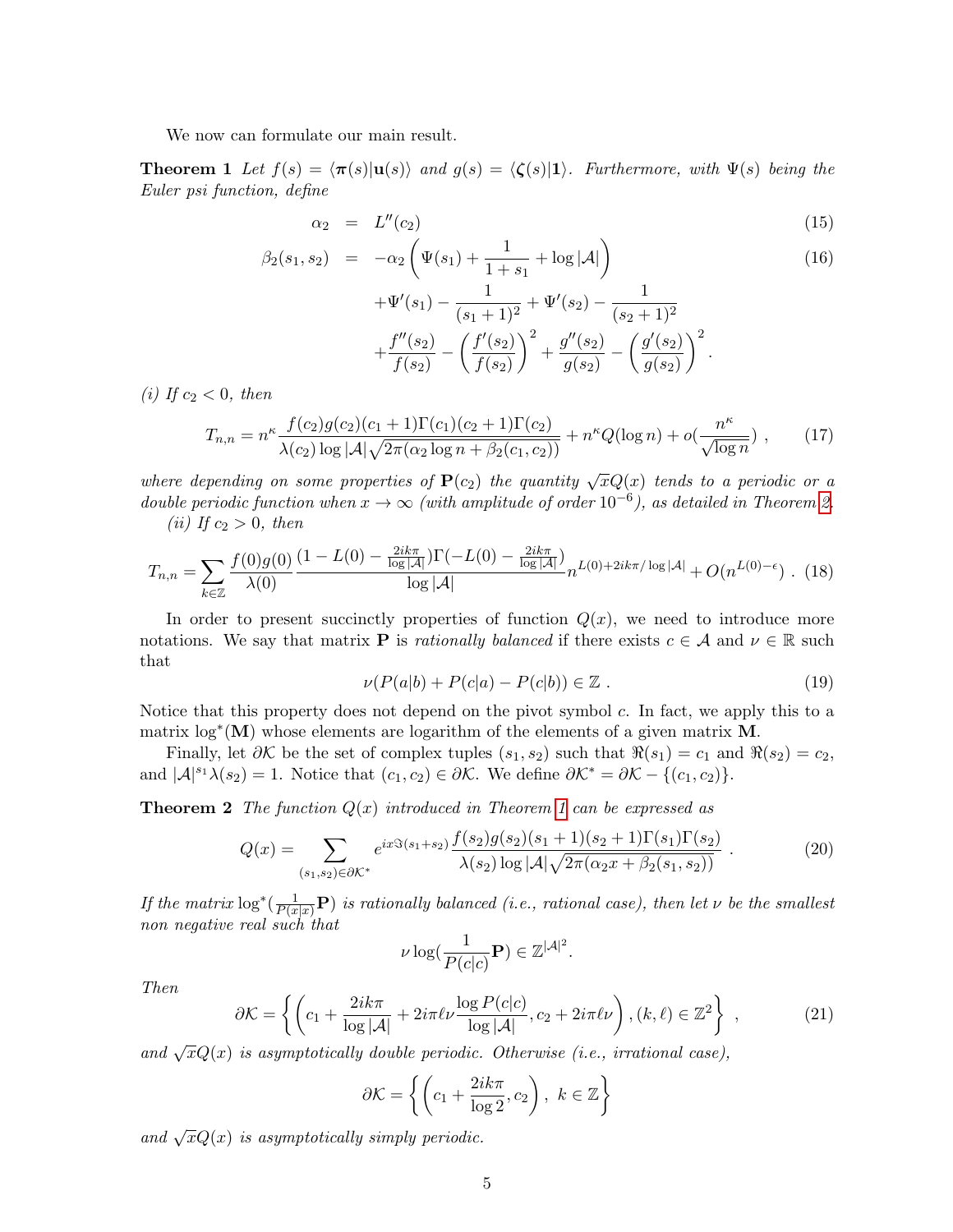We now can formulate our main result.

**Theorem 1** *Let $f(s) = \langle \boldsymbol{\pi}(s) | \mathbf{u}(s) \rangle$ and $g(s) = \langle \boldsymbol{\zeta}(s) | \mathbf{1} \rangle$. Furthermore, with $\Psi(s)$ being the Euler psi function, define*

$$
\begin{aligned}
\alpha_2 &= L''(c_2) & (15)\\
\beta_2(s_1, s_2) &= -\alpha_2 \left( \Psi(s_1) + \frac{1}{1+s_1} + \log |\mathcal{A}| \right) & (16)\\
&\quad + \Psi'(s_1) - \frac{1}{(s_1+1)^2} + \Psi'(s_2) - \frac{1}{(s_2+1)^2} \\
&\quad + \frac{f''(s_2)}{f(s_2)} - \left( \frac{f'(s_2)}{f(s_2)} \right)^2 + \frac{g''(s_2)}{g(s_2)} - \left( \frac{g'(s_2)}{g(s_2)} \right)^2 .
\end{aligned}
$$

*(i) If $c_2 < 0$, then*

$$
T_{n,n} = n^{\kappa} \frac{f(c_2) g(c_2) (c_1+1) \Gamma(c_1) (c_2+1) \Gamma(c_2)}{\lambda(c_2) \log |\mathcal{A}| \sqrt{2\pi (\alpha_2 \log n + \beta_2(c_1, c_2))}} + n^{\kappa} Q(\log n) + o\left(\frac{n^{\kappa}}{\sqrt{\log n}}\right) , \tag{17}
$$

*where depending on some properties of $\mathbf{P}(c_2)$ the quantity $\sqrt{x} Q(x)$ tends to a periodic or a double periodic function when $x \to \infty$ (with amplitude of order $10^{-6}$), as detailed in Theorem 2.*

*(ii) If $c_2 > 0$, then*

$$
T_{n,n} = \sum_{k \in \mathbb{Z}} \frac{f(0) g(0)}{\lambda(0)} \frac{(1 - L(0) - \frac{2ik\pi}{\log |\mathcal{A}|}) \Gamma(-L(0) - \frac{2ik\pi}{\log |\mathcal{A}|})}{\log |\mathcal{A}|} n^{L(0) + 2ik\pi / \log |\mathcal{A}|} + O(n^{L(0) - \epsilon}) . \tag{18}
$$

In order to present succinctly properties of function $Q(x)$, we need to introduce more notations. We say that matrix $\mathbf{P}$ is *rationally balanced* if there exists $c \in \mathcal{A}$ and $\nu \in \mathbb{R}$ such that

$$
\nu (P(a|b) + P(c|a) - P(c|b)) \in \mathbb{Z} . \tag{19}
$$

Notice that this property does not depend on the pivot symbol $c$. In fact, we apply this to a matrix $\log^*(\mathbf{M})$ whose elements are logarithm of the elements of a given matrix $\mathbf{M}$.

Finally, let $\partial \mathcal{K}$ be the set of complex tuples $(s_1, s_2)$ such that $\Re(s_1) = c_1$ and $\Re(s_2) = c_2$, and $|\mathcal{A}|^{s_1} \lambda(s_2) = 1$. Notice that $(c_1, c_2) \in \partial \mathcal{K}$. We define $\partial \mathcal{K}^* = \partial \mathcal{K} - \{(c_1, c_2)\}$.

**Theorem 2** *The function $Q(x)$ introduced in Theorem 1 can be expressed as*

$$
Q(x) = \sum_{(s_1, s_2) \in \partial \mathcal{K}^*} e^{ix \Im(s_1 + s_2)} \frac{f(s_2) g(s_2) (s_1+1)(s_2+1) \Gamma(s_1) \Gamma(s_2)}{\lambda(s_2) \log |\mathcal{A}| \sqrt{2\pi (\alpha_2 x + \beta_2(s_1, s_2))}} . \tag{20}
$$

*If the matrix $\log^*(\frac{1}{P(x|x)} \mathbf{P})$ is rationally balanced (i.e., rational case), then let $\nu$ be the smallest non negative real such that*

$$
\nu \log\left(\frac{1}{P(c|c)} \mathbf{P}\right) \in \mathbb{Z}^{|\mathcal{A}|^2}.
$$

*Then*

$$
\partial \mathcal{K} = \left\{ \left( c_1 + \frac{2ik\pi}{\log |\mathcal{A}|} + 2i\pi \ell \nu \frac{\log P(c|c)}{\log |\mathcal{A}|}, c_2 + 2i\pi \ell \nu \right), (k, \ell) \in \mathbb{Z}^2 \right\} , \tag{21}
$$

*and $\sqrt{x} Q(x)$ is asymptotically double periodic. Otherwise (i.e., irrational case),*

$$
\partial \mathcal{K} = \left\{ \left( c_1 + \frac{2ik\pi}{\log 2}, c_2 \right), \ k \in \mathbb{Z} \right\}
$$

*and $\sqrt{x} Q(x)$ is asymptotically simply periodic.*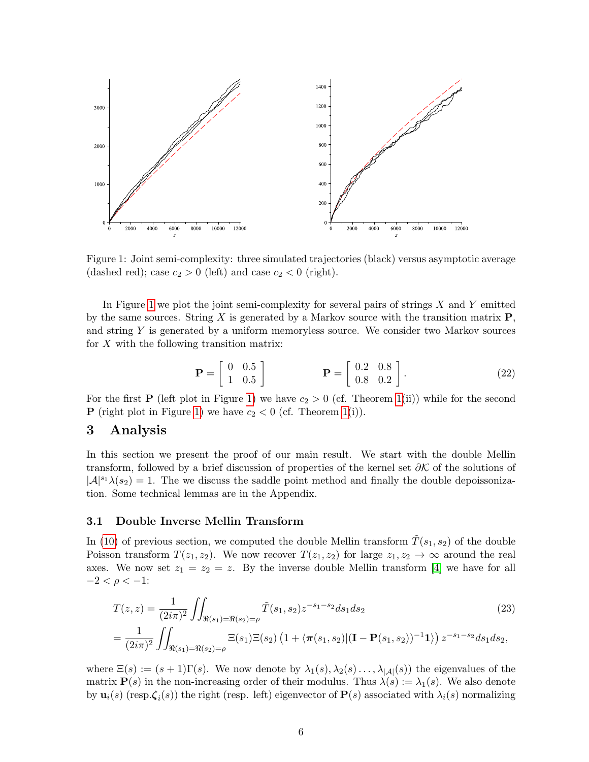Figure 1: Joint semi-complexity: three simulated trajectories (black) versus asymptotic average (dashed red); case $c_2 > 0$ (left) and case $c_2 < 0$ (right).

In Figure 1 we plot the joint semi-complexity for several pairs of strings $X$ and $Y$ emitted by the same sources. String $X$ is generated by a Markov source with the transition matrix $\mathbf{P}$, and string $Y$ is generated by a uniform memoryless source. We consider two Markov sources for $X$ with the following transition matrix:

$$\mathbf{P} = \begin{bmatrix} 0 & 0.5 \\ 1 & 0.5 \end{bmatrix} \qquad\qquad \mathbf{P} = \begin{bmatrix} 0.2 & 0.8 \\ 0.8 & 0.2 \end{bmatrix}. \tag{22}$$

For the first $\mathbf{P}$ (left plot in Figure 1) we have $c_2 > 0$ (cf. Theorem 1(ii)) while for the second $\mathbf{P}$ (right plot in Figure 1) we have $c_2 < 0$ (cf. Theorem 1(i)).

# 3 Analysis

In this section we present the proof of our main result. We start with the double Mellin transform, followed by a brief discussion of properties of the kernel set $\partial\mathcal{K}$ of the solutions of $|\mathcal{A}|^{s_1}\lambda(s_2) = 1$. The we discuss the saddle point method and finally the double depoissonization. Some technical lemmas are in the Appendix.

## 3.1 Double Inverse Mellin Transform

In (10) of previous section, we computed the double Mellin transform $\tilde{T}(s_1, s_2)$ of the double Poisson transform $T(z_1, z_2)$. We now recover $T(z_1, z_2)$ for large $z_1, z_2 \to \infty$ around the real axes. We now set $z_1 = z_2 = z$. By the inverse double Mellin transform [4] we have for all $-2 < \rho < -1$:

$$\begin{aligned} T(z, z) &= \frac{1}{(2i\pi)^2} \iint_{\Re(s_1)=\Re(s_2)=\rho} \tilde{T}(s_1, s_2) z^{-s_1-s_2} ds_1 ds_2 \qquad (23) \\ &= \frac{1}{(2i\pi)^2} \iint_{\Re(s_1)=\Re(s_2)=\rho} \Xi(s_1)\Xi(s_2) \left(1 + \langle \boldsymbol{\pi}(s_1, s_2) | (\mathbf{I} - \mathbf{P}(s_1, s_2))^{-1} \mathbf{1} \rangle\right) z^{-s_1-s_2} ds_1 ds_2, \end{aligned}$$

where $\Xi(s) := (s+1)\Gamma(s)$. We now denote by $\lambda_1(s), \lambda_2(s) \ldots, \lambda_{|\mathcal{A}|}(s))$ the eigenvalues of the matrix $\mathbf{P}(s)$ in the non-increasing order of their modulus. Thus $\lambda(s) := \lambda_1(s)$. We also denote by $\mathbf{u}_i(s)$ (resp.$\boldsymbol{\zeta}_i(s)$) the right (resp. left) eigenvector of $\mathbf{P}(s)$ associated with $\lambda_i(s)$ normalizing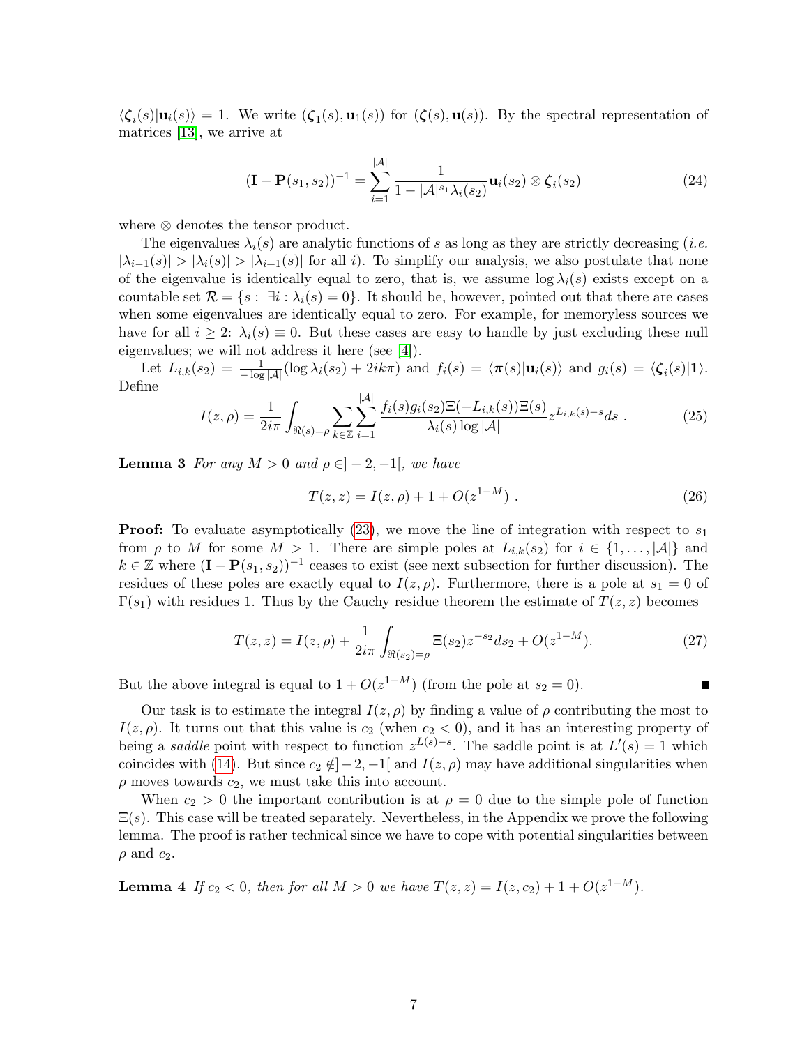$\langle \boldsymbol{\zeta}_i(s)|\mathbf{u}_i(s)\rangle = 1$. We write $(\boldsymbol{\zeta}_1(s), \mathbf{u}_1(s))$ for $(\boldsymbol{\zeta}(s), \mathbf{u}(s))$. By the spectral representation of matrices [13], we arrive at

$$(\mathbf{I} - \mathbf{P}(s_1, s_2))^{-1} = \sum_{i=1}^{|\mathcal{A}|} \frac{1}{1 - |\mathcal{A}|^{s_1}\lambda_i(s_2)} \mathbf{u}_i(s_2) \otimes \boldsymbol{\zeta}_i(s_2) \tag{24}$$

where $\otimes$ denotes the tensor product.

The eigenvalues $\lambda_i(s)$ are analytic functions of $s$ as long as they are strictly decreasing (*i.e.* $|\lambda_{i-1}(s)| > |\lambda_i(s)| > |\lambda_{i+1}(s)|$ for all $i$). To simplify our analysis, we also postulate that none of the eigenvalue is identically equal to zero, that is, we assume $\log \lambda_i(s)$ exists except on a countable set $\mathcal{R} = \{s : \exists i : \lambda_i(s) = 0\}$. It should be, however, pointed out that there are cases when some eigenvalues are identically equal to zero. For example, for memoryless sources we have for all $i \geq 2$: $\lambda_i(s) \equiv 0$. But these cases are easy to handle by just excluding these null eigenvalues; we will not address it here (see [4]).

Let $L_{i,k}(s_2) = \frac{1}{-\log|\mathcal{A}|}(\log \lambda_i(s_2) + 2ik\pi)$ and $f_i(s) = \langle \boldsymbol{\pi}(s)|\mathbf{u}_i(s)\rangle$ and $g_i(s) = \langle \boldsymbol{\zeta}_i(s)|\mathbf{1}\rangle$. Define

$$I(z, \rho) = \frac{1}{2i\pi} \int_{\Re(s)=\rho} \sum_{k \in \mathbb{Z}} \sum_{i=1}^{|\mathcal{A}|} \frac{f_i(s) g_i(s_2) \Xi(-L_{i,k}(s)) \Xi(s)}{\lambda_i(s) \log|\mathcal{A}|} z^{L_{i,k}(s)-s} ds \; . \tag{25}$$

**Lemma 3** *For any $M > 0$ and $\rho \in ]-2, -1[$, we have*

$$T(z, z) = I(z, \rho) + 1 + O(z^{1-M}) \; . \tag{26}$$

**Proof:** To evaluate asymptotically (23), we move the line of integration with respect to $s_1$ from $\rho$ to $M$ for some $M > 1$. There are simple poles at $L_{i,k}(s_2)$ for $i \in \{1, \ldots, |\mathcal{A}|\}$ and $k \in \mathbb{Z}$ where $(\mathbf{I} - \mathbf{P}(s_1, s_2))^{-1}$ ceases to exist (see next subsection for further discussion). The residues of these poles are exactly equal to $I(z, \rho)$. Furthermore, there is a pole at $s_1 = 0$ of $\Gamma(s_1)$ with residues 1. Thus by the Cauchy residue theorem the estimate of $T(z, z)$ becomes

$$T(z, z) = I(z, \rho) + \frac{1}{2i\pi} \int_{\Re(s_2)=\rho} \Xi(s_2) z^{-s_2} ds_2 + O(z^{1-M}). \tag{27}$$

But the above integral is equal to $1 + O(z^{1-M})$ (from the pole at $s_2 = 0$). ■

Our task is to estimate the integral $I(z, \rho)$ by finding a value of $\rho$ contributing the most to $I(z, \rho)$. It turns out that this value is $c_2$ (when $c_2 < 0$), and it has an interesting property of being a *saddle* point with respect to function $z^{L(s)-s}$. The saddle point is at $L'(s) = 1$ which coincides with (14). But since $c_2 \notin ]-2, -1[$ and $I(z, \rho)$ may have additional singularities when $\rho$ moves towards $c_2$, we must take this into account.

When $c_2 > 0$ the important contribution is at $\rho = 0$ due to the simple pole of function $\Xi(s)$. This case will be treated separately. Nevertheless, in the Appendix we prove the following lemma. The proof is rather technical since we have to cope with potential singularities between $\rho$ and $c_2$.

**Lemma 4** *If $c_2 < 0$, then for all $M > 0$ we have $T(z, z) = I(z, c_2) + 1 + O(z^{1-M})$.*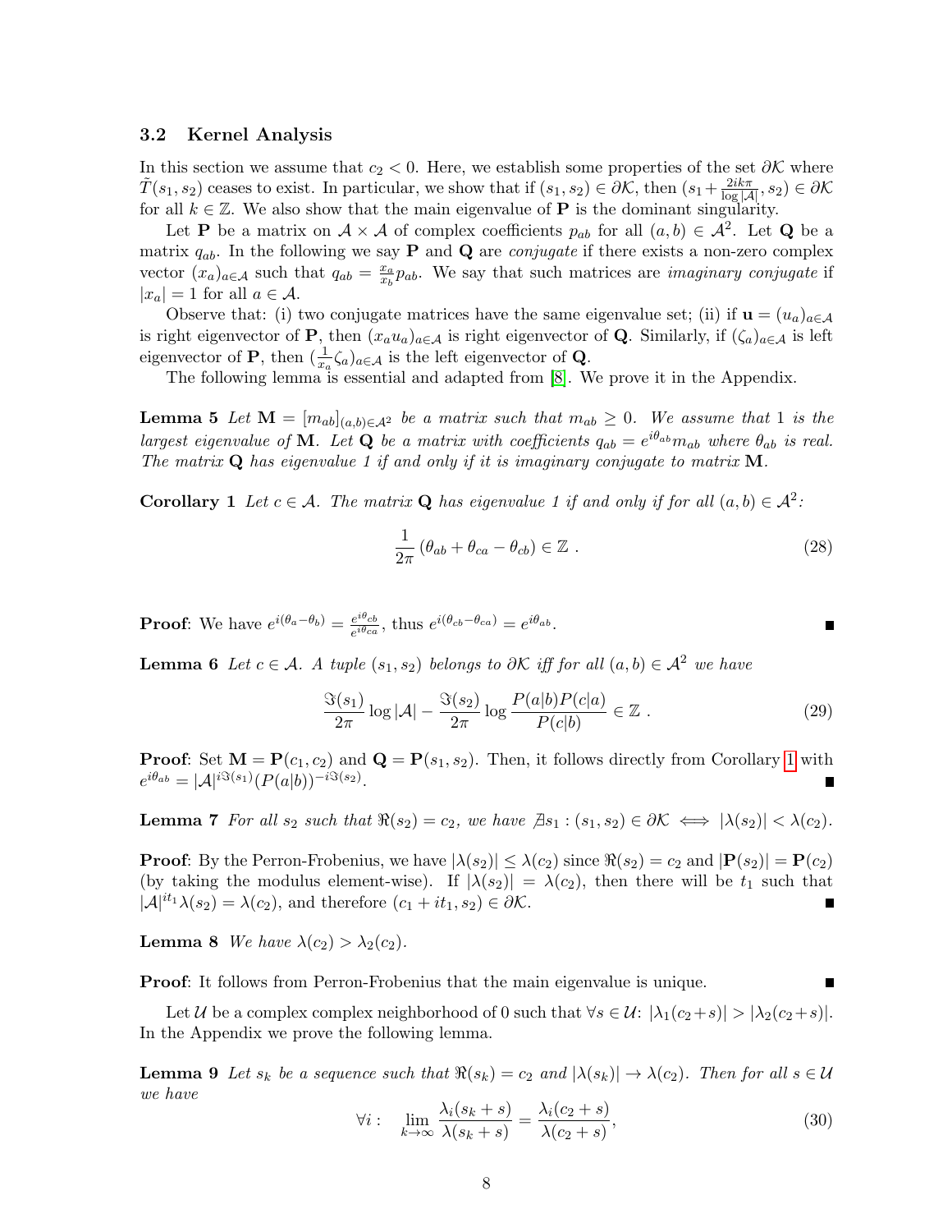### 3.2 Kernel Analysis

In this section we assume that $c_2 < 0$. Here, we establish some properties of the set $\partial\mathcal{K}$ where $\tilde{T}(s_1, s_2)$ ceases to exist. In particular, we show that if $(s_1, s_2) \in \partial\mathcal{K}$, then $(s_1 + \frac{2ik\pi}{\log|\mathcal{A}|}, s_2) \in \partial\mathcal{K}$ for all $k \in \mathbb{Z}$. We also show that the main eigenvalue of $\mathbf{P}$ is the dominant singularity.

Let $\mathbf{P}$ be a matrix on $\mathcal{A} \times \mathcal{A}$ of complex coefficients $p_{ab}$ for all $(a, b) \in \mathcal{A}^2$. Let $\mathbf{Q}$ be a matrix $q_{ab}$. In the following we say $\mathbf{P}$ and $\mathbf{Q}$ are *conjugate* if there exists a non-zero complex vector $(x_a)_{a\in\mathcal{A}}$ such that $q_{ab} = \frac{x_a}{x_b} p_{ab}$. We say that such matrices are *imaginary conjugate* if $|x_a| = 1$ for all $a \in \mathcal{A}$.

Observe that: (i) two conjugate matrices have the same eigenvalue set; (ii) if $\mathbf{u} = (u_a)_{a\in\mathcal{A}}$ is right eigenvector of $\mathbf{P}$, then $(x_a u_a)_{a\in\mathcal{A}}$ is right eigenvector of $\mathbf{Q}$. Similarly, if $(\zeta_a)_{a\in\mathcal{A}}$ is left eigenvector of $\mathbf{P}$, then $(\frac{1}{x_a}\zeta_a)_{a\in\mathcal{A}}$ is the left eigenvector of $\mathbf{Q}$.

The following lemma is essential and adapted from [8]. We prove it in the Appendix.

**Lemma 5** *Let $\mathbf{M} = [m_{ab}]_{(a,b)\in\mathcal{A}^2}$ be a matrix such that $m_{ab} \geq 0$. We assume that 1 is the largest eigenvalue of $\mathbf{M}$. Let $\mathbf{Q}$ be a matrix with coefficients $q_{ab} = e^{i\theta_{ab}} m_{ab}$ where $\theta_{ab}$ is real. The matrix $\mathbf{Q}$ has eigenvalue 1 if and only if it is imaginary conjugate to matrix $\mathbf{M}$.*

**Corollary 1** *Let $c \in \mathcal{A}$. The matrix $\mathbf{Q}$ has eigenvalue 1 if and only if for all $(a, b) \in \mathcal{A}^2$:*

$$\frac{1}{2\pi}\left(\theta_{ab} + \theta_{ca} - \theta_{cb}\right) \in \mathbb{Z} \ . \tag{28}$$

**Proof**: We have $e^{i(\theta_a - \theta_b)} = \frac{e^{i\theta_{cb}}}{e^{i\theta_{ca}}}$, thus $e^{i(\theta_{cb} - \theta_{ca})} = e^{i\theta_{ab}}$. ■

**Lemma 6** *Let $c \in \mathcal{A}$. A tuple $(s_1, s_2)$ belongs to $\partial\mathcal{K}$ iff for all $(a, b) \in \mathcal{A}^2$ we have*

$$\frac{\Im(s_1)}{2\pi}\log|\mathcal{A}| - \frac{\Im(s_2)}{2\pi}\log\frac{P(a|b)P(c|a)}{P(c|b)} \in \mathbb{Z} \ . \tag{29}$$

**Proof**: Set $\mathbf{M} = \mathbf{P}(c_1, c_2)$ and $\mathbf{Q} = \mathbf{P}(s_1, s_2)$. Then, it follows directly from Corollary 1 with $e^{i\theta_{ab}} = |\mathcal{A}|^{i\Im(s_1)}(P(a|b))^{-i\Im(s_2)}$. ■

**Lemma 7** *For all $s_2$ such that $\Re(s_2) = c_2$, we have $\nexists s_1 : (s_1, s_2) \in \partial\mathcal{K} \iff |\lambda(s_2)| < \lambda(c_2)$.*

**Proof**: By the Perron-Frobenius, we have $|\lambda(s_2)| \leq \lambda(c_2)$ since $\Re(s_2) = c_2$ and $|\mathbf{P}(s_2)| = \mathbf{P}(c_2)$ (by taking the modulus element-wise). If $|\lambda(s_2)| = \lambda(c_2)$, then there will be $t_1$ such that $|\mathcal{A}|^{it_1}\lambda(s_2) = \lambda(c_2)$, and therefore $(c_1 + it_1, s_2) \in \partial\mathcal{K}$. ■

**Lemma 8** *We have $\lambda(c_2) > \lambda_2(c_2)$.*

**Proof**: It follows from Perron-Frobenius that the main eigenvalue is unique. ■

Let $\mathcal{U}$ be a complex complex neighborhood of 0 such that $\forall s \in \mathcal{U}$: $|\lambda_1(c_2 + s)| > |\lambda_2(c_2 + s)|$. In the Appendix we prove the following lemma.

**Lemma 9** *Let $s_k$ be a sequence such that $\Re(s_k) = c_2$ and $|\lambda(s_k)| \to \lambda(c_2)$. Then for all $s \in \mathcal{U}$ we have*

$$\forall i: \quad \lim_{k\to\infty} \frac{\lambda_i(s_k + s)}{\lambda(s_k + s)} = \frac{\lambda_i(c_2 + s)}{\lambda(c_2 + s)}, \tag{30}$$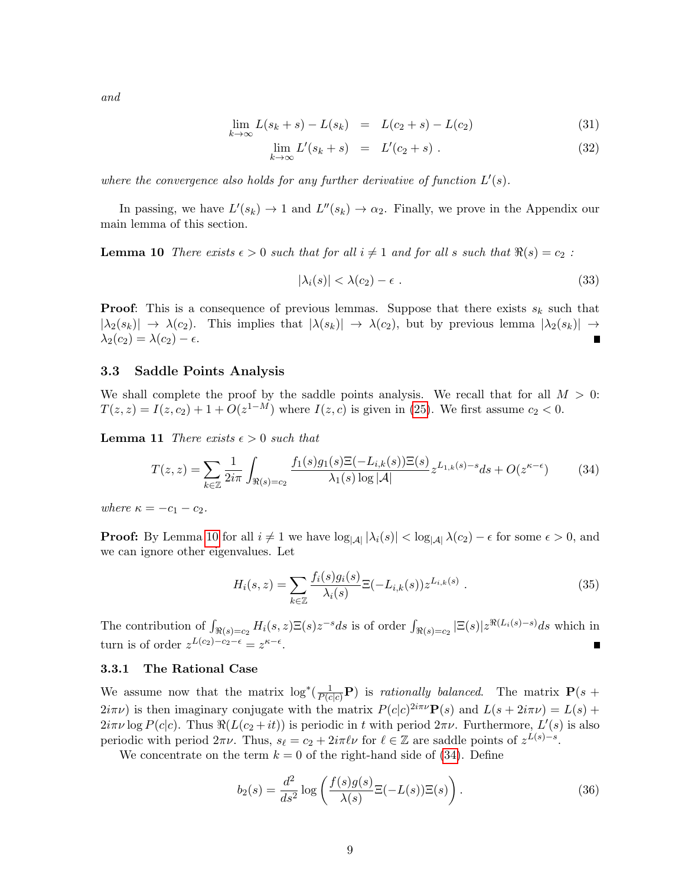*and*

$$\lim_{k\to\infty} L(s_k+s) - L(s_k) = L(c_2+s) - L(c_2) \tag{31}$$

$$\lim_{k\to\infty} L'(s_k+s) = L'(c_2+s) \ . \tag{32}$$

*where the convergence also holds for any further derivative of function $L'(s)$.*

In passing, we have $L'(s_k) \to 1$ and $L''(s_k) \to \alpha_2$. Finally, we prove in the Appendix our main lemma of this section.

**Lemma 10** *There exists $\epsilon > 0$ such that for all $i \neq 1$ and for all $s$ such that $\Re(s) = c_2$ :*

$$|\lambda_i(s)| < \lambda(c_2) - \epsilon \ . \tag{33}$$

**Proof**: This is a consequence of previous lemmas. Suppose that there exists $s_k$ such that $|\lambda_2(s_k)| \to \lambda(c_2)$. This implies that $|\lambda(s_k)| \to \lambda(c_2)$, but by previous lemma $|\lambda_2(s_k)| \to \lambda_2(c_2) = \lambda(c_2) - \epsilon$. ∎

### 3.3 Saddle Points Analysis

We shall complete the proof by the saddle points analysis. We recall that for all $M > 0$: $T(z,z) = I(z,c_2) + 1 + O(z^{1-M})$ where $I(z,c)$ is given in (25). We first assume $c_2 < 0$.

**Lemma 11** *There exists $\epsilon > 0$ such that*

$$T(z,z) = \sum_{k\in\mathbb{Z}} \frac{1}{2i\pi} \int_{\Re(s)=c_2} \frac{f_1(s)g_1(s)\Xi(-L_{i,k}(s))\Xi(s)}{\lambda_1(s)\log|\mathcal{A}|} z^{L_{1,k}(s)-s} ds + O(z^{\kappa-\epsilon}) \tag{34}$$

*where $\kappa = -c_1 - c_2$.*

**Proof:** By Lemma 10 for all $i \neq 1$ we have $\log_{|\mathcal{A}|}|\lambda_i(s)| < \log_{|\mathcal{A}|}\lambda(c_2) - \epsilon$ for some $\epsilon > 0$, and we can ignore other eigenvalues. Let

$$H_i(s,z) = \sum_{k\in\mathbb{Z}} \frac{f_i(s)g_i(s)}{\lambda_i(s)} \Xi(-L_{i,k}(s)) z^{L_{i,k}(s)} \ . \tag{35}$$

The contribution of $\int_{\Re(s)=c_2} H_i(s,z)\Xi(s)z^{-s}ds$ is of order $\int_{\Re(s)=c_2} |\Xi(s)| z^{\Re(L_i(s)-s)}ds$ which in turn is of order $z^{L(c_2)-c_2-\epsilon} = z^{\kappa-\epsilon}$. ∎

#### 3.3.1 The Rational Case

We assume now that the matrix $\log^*(\frac{1}{P(c|c)}\mathbf{P})$ is *rationally balanced*. The matrix $\mathbf{P}(s + 2i\pi\nu)$ is then imaginary conjugate with the matrix $P(c|c)^{2i\pi\nu}\mathbf{P}(s)$ and $L(s + 2i\pi\nu) = L(s) + 2i\pi\nu \log P(c|c)$. Thus $\Re(L(c_2+it))$ is periodic in $t$ with period $2\pi\nu$. Furthermore, $L'(s)$ is also periodic with period $2\pi\nu$. Thus, $s_\ell = c_2 + 2i\pi\ell\nu$ for $\ell \in \mathbb{Z}$ are saddle points of $z^{L(s)-s}$.

We concentrate on the term $k = 0$ of the right-hand side of (34). Define

$$b_2(s) = \frac{d^2}{ds^2} \log\left(\frac{f(s)g(s)}{\lambda(s)} \Xi(-L(s))\Xi(s)\right) . \tag{36}$$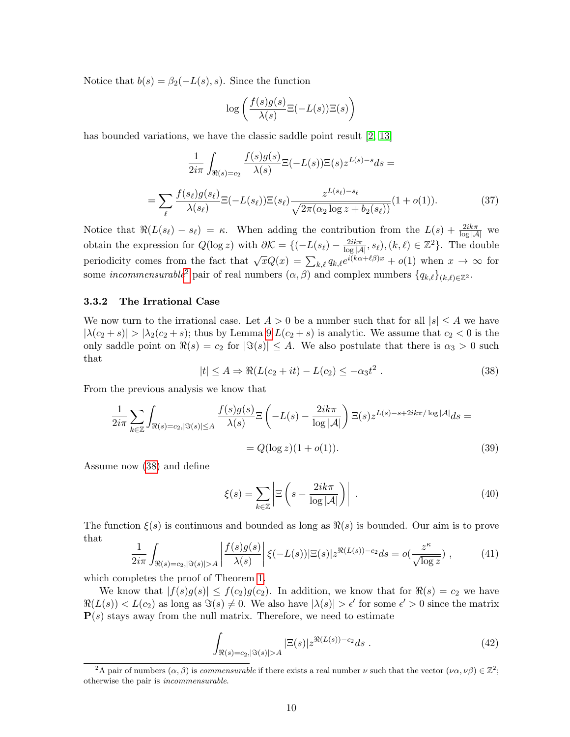Notice that $b(s) = \beta_2(-L(s), s)$. Since the function

$$\log\left(\frac{f(s)g(s)}{\lambda(s)}\Xi(-L(s))\Xi(s)\right)$$

has bounded variations, we have the classic saddle point result [2, 13]

$$\frac{1}{2i\pi}\int_{\Re(s)=c_2}\frac{f(s)g(s)}{\lambda(s)}\Xi(-L(s))\Xi(s)z^{L(s)-s}ds =$$

$$=\sum_{\ell}\frac{f(s_\ell)g(s_\ell)}{\lambda(s_\ell)}\Xi(-L(s_\ell))\Xi(s_\ell)\frac{z^{L(s_\ell)-s_\ell}}{\sqrt{2\pi(\alpha_2\log z + b_2(s_\ell))}}(1+o(1)). \tag{37}$$

Notice that $\Re(L(s_\ell) - s_\ell) = \kappa$. When adding the contribution from the $L(s) + \frac{2ik\pi}{\log|\mathcal{A}|}$ we obtain the expression for $Q(\log z)$ with $\partial\mathcal{K} = \{(-L(s_\ell) - \frac{2ik\pi}{\log|\mathcal{A}|}, s_\ell), (k,\ell) \in \mathbb{Z}^2\}$. The double periodicity comes from the fact that $\sqrt{x}Q(x) = \sum_{k,\ell} q_{k,\ell}e^{i(k\alpha+\ell\beta)x} + o(1)$ when $x \to \infty$ for some *incommensurable*[2] pair of real numbers $(\alpha, \beta)$ and complex numbers $\{q_{k,\ell}\}_{(k,\ell)\in\mathbb{Z}^2}$.

### 3.3.2 The Irrational Case

We now turn to the irrational case. Let $A > 0$ be a number such that for all $|s| \leq A$ we have $|\lambda(c_2 + s)| > |\lambda_2(c_2 + s)|$; thus by Lemma 9 $L(c_2 + s)$ is analytic. We assume that $c_2 < 0$ is the only saddle point on $\Re(s) = c_2$ for $|\Im(s)| \leq A$. We also postulate that there is $\alpha_3 > 0$ such that

$$|t| \leq A \Rightarrow \Re(L(c_2 + it) - L(c_2)) \leq -\alpha_3 t^2 \ . \tag{38}$$

From the previous analysis we know that

$$\frac{1}{2i\pi}\sum_{k\in\mathbb{Z}}\int_{\Re(s)=c_2,|\Im(s)|\leq A}\frac{f(s)g(s)}{\lambda(s)}\Xi\left(-L(s) - \frac{2ik\pi}{\log|\mathcal{A}|}\right)\Xi(s)z^{L(s)-s+2ik\pi/\log|\mathcal{A}|}ds =$$

$$= Q(\log z)(1 + o(1)). \tag{39}$$

Assume now (38) and define

$$\xi(s) = \sum_{k\in\mathbb{Z}}\left|\Xi\left(s - \frac{2ik\pi}{\log|\mathcal{A}|}\right)\right| \ . \tag{40}$$

The function $\xi(s)$ is continuous and bounded as long as $\Re(s)$ is bounded. Our aim is to prove that

$$\frac{1}{2i\pi}\int_{\Re(s)=c_2,|\Im(s)|>A}\left|\frac{f(s)g(s)}{\lambda(s)}\right|\xi(-L(s))|\Xi(s)|z^{\Re(L(s))-c_2}ds = o\left(\frac{z^\kappa}{\sqrt{\log z}}\right) \ , \tag{41}$$

which completes the proof of Theorem 1.

We know that $|f(s)g(s)| \leq f(c_2)g(c_2)$. In addition, we know that for $\Re(s) = c_2$ we have $\Re(L(s)) < L(c_2)$ as long as $\Im(s) \neq 0$. We also have $|\lambda(s)| > \epsilon'$ for some $\epsilon' > 0$ since the matrix $\mathbf{P}(s)$ stays away from the null matrix. Therefore, we need to estimate

$$\int_{\Re(s)=c_2,|\Im(s)|>A}|\Xi(s)|z^{\Re(L(s))-c_2}ds \ . \tag{42}$$

---

[2] A pair of numbers $(\alpha, \beta)$ is *commensurable* if there exists a real number $\nu$ such that the vector $(\nu\alpha, \nu\beta) \in \mathbb{Z}^2$; otherwise the pair is *incommensurable*.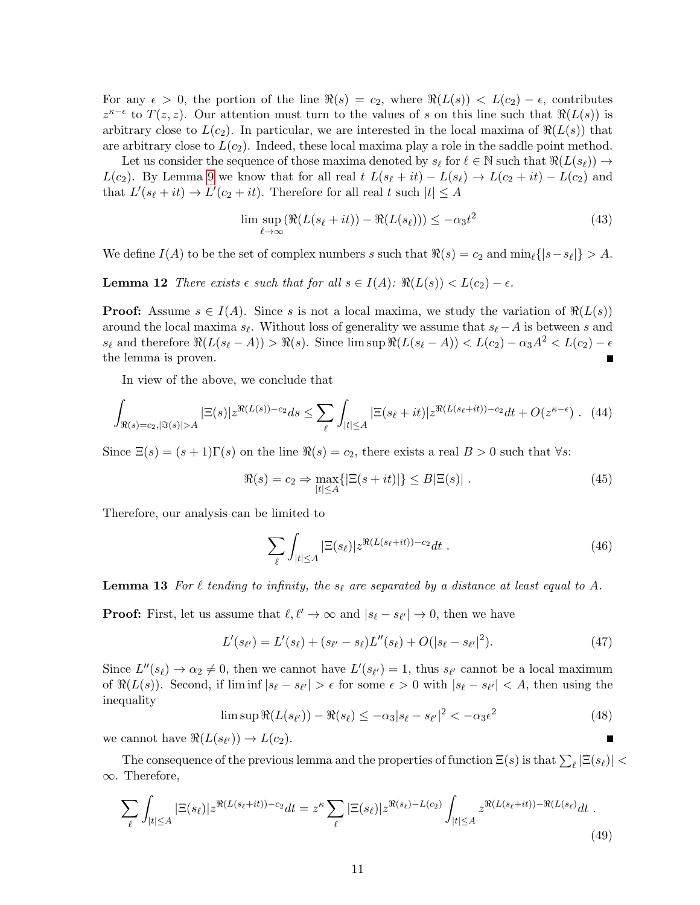For any $\epsilon > 0$, the portion of the line $\Re(s) = c_2$, where $\Re(L(s)) < L(c_2) - \epsilon$, contributes $z^{\kappa-\epsilon}$ to $T(z, z)$. Our attention must turn to the values of $s$ on this line such that $\Re(L(s))$ is arbitrary close to $L(c_2)$. In particular, we are interested in the local maxima of $\Re(L(s))$ that are arbitrary close to $L(c_2)$. Indeed, these local maxima play a role in the saddle point method.

Let us consider the sequence of those maxima denoted by $s_\ell$ for $\ell \in \mathbb{N}$ such that $\Re(L(s_\ell)) \to L(c_2)$. By Lemma 9 we know that for all real $t$ $L(s_\ell + it) - L(s_\ell) \to L(c_2 + it) - L(c_2)$ and that $L'(s_\ell + it) \to L'(c_2 + it)$. Therefore for all real $t$ such $|t| \leq A$

$$\limsup_{\ell \to \infty} \left( \Re(L(s_\ell + it)) - \Re(L(s_\ell)) \right) \leq -\alpha_3 t^2 \tag{43}$$

We define $I(A)$ to be the set of complex numbers $s$ such that $\Re(s) = c_2$ and $\min_\ell\{|s - s_\ell|\} > A$.

**Lemma 12** *There exists $\epsilon$ such that for all $s \in I(A)$: $\Re(L(s)) < L(c_2) - \epsilon$.*

**Proof:** Assume $s \in I(A)$. Since $s$ is not a local maxima, we study the variation of $\Re(L(s))$ around the local maxima $s_\ell$. Without loss of generality we assume that $s_\ell - A$ is between $s$ and $s_\ell$ and therefore $\Re(L(s_\ell - A)) > \Re(s)$. Since $\limsup \Re(L(s_\ell - A)) < L(c_2) - \alpha_3 A^2 < L(c_2) - \epsilon$ the lemma is proven. ■

In view of the above, we conclude that

$$\int_{\Re(s)=c_2, |\Im(s)|>A} |\Xi(s)| z^{\Re(L(s)) - c_2} ds \leq \sum_\ell \int_{|t| \leq A} |\Xi(s_\ell + it)| z^{\Re(L(s_\ell + it)) - c_2} dt + O(z^{\kappa - \epsilon}) \ . \tag{44}$$

Since $\Xi(s) = (s+1)\Gamma(s)$ on the line $\Re(s) = c_2$, there exists a real $B > 0$ such that $\forall s$:

$$\Re(s) = c_2 \Rightarrow \max_{|t| \leq A}\{|\Xi(s + it)|\} \leq B|\Xi(s)| \ . \tag{45}$$

Therefore, our analysis can be limited to

$$\sum_\ell \int_{|t| \leq A} |\Xi(s_\ell)| z^{\Re(L(s_\ell + it)) - c_2} dt \ . \tag{46}$$

**Lemma 13** *For $\ell$ tending to infinity, the $s_\ell$ are separated by a distance at least equal to $A$.*

**Proof:** First, let us assume that $\ell, \ell' \to \infty$ and $|s_\ell - s_{\ell'}| \to 0$, then we have

$$L'(s_{\ell'}) = L'(s_\ell) + (s_{\ell'} - s_\ell) L''(s_\ell) + O(|s_\ell - s_{\ell'}|^2). \tag{47}$$

Since $L''(s_\ell) \to \alpha_2 \neq 0$, then we cannot have $L'(s_{\ell'}) = 1$, thus $s_{\ell'}$ cannot be a local maximum of $\Re(L(s))$. Second, if $\liminf |s_\ell - s_{\ell'}| > \epsilon$ for some $\epsilon > 0$ with $|s_\ell - s_{\ell'}| < A$, then using the inequality

$$\limsup \Re(L(s_{\ell'})) - \Re(s_\ell) \leq -\alpha_3 |s_\ell - s_{\ell'}|^2 < -\alpha_3 \epsilon^2 \tag{48}$$

we cannot have $\Re(L(s_{\ell'})) \to L(c_2)$. ■

The consequence of the previous lemma and the properties of function $\Xi(s)$ is that $\sum_\ell |\Xi(s_\ell)| < \infty$. Therefore,

$$\sum_\ell \int_{|t| \leq A} |\Xi(s_\ell)| z^{\Re(L(s_\ell + it)) - c_2} dt = z^\kappa \sum_\ell |\Xi(s_\ell)| z^{\Re(s_\ell) - L(c_2)} \int_{|t| \leq A} z^{\Re(L(s_\ell + it)) - \Re(L(s_\ell))} dt \ . \tag{49}$$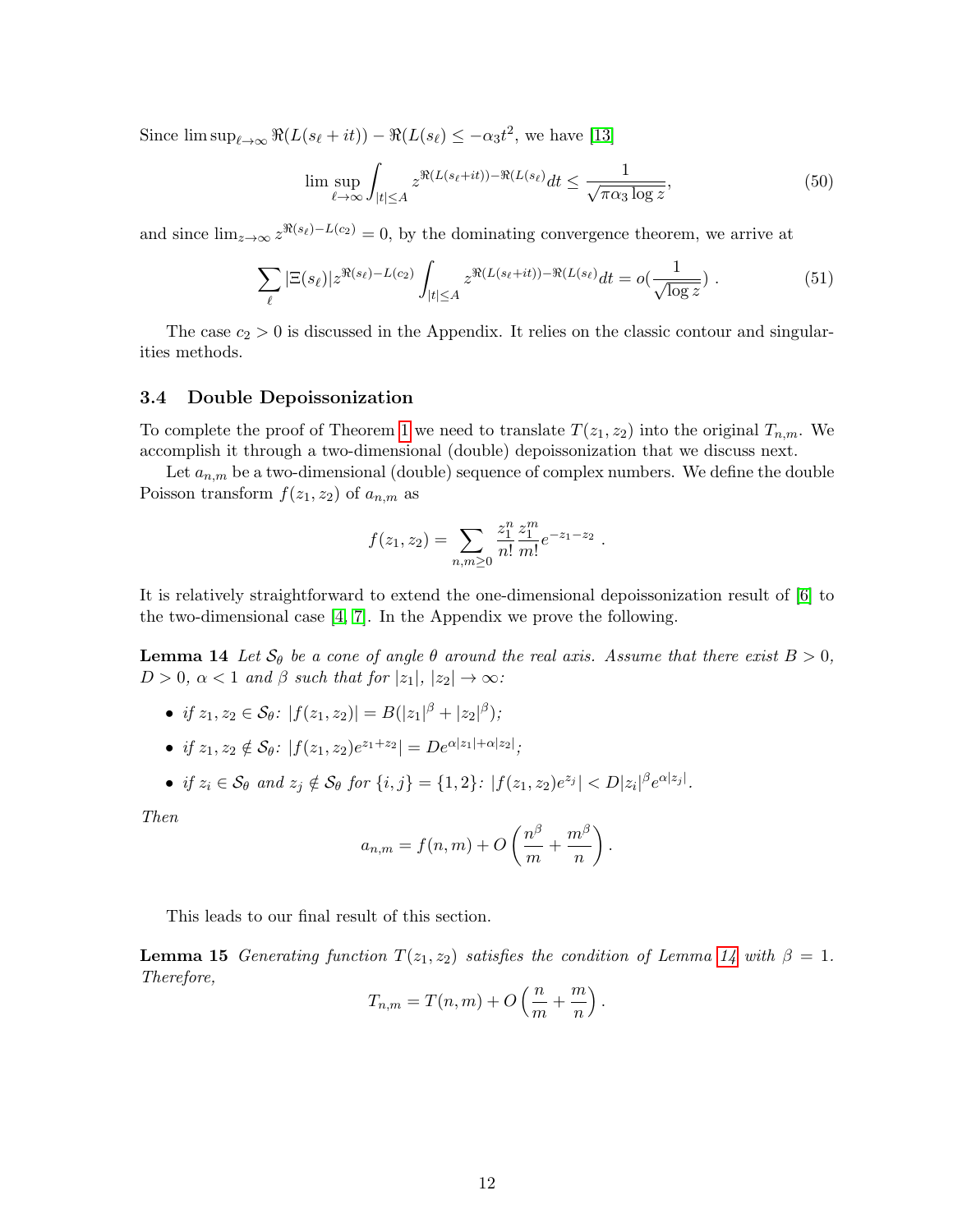Since $\limsup_{\ell \to \infty} \Re(L(s_\ell + it)) - \Re(L(s_\ell)) \leq -\alpha_3 t^2$, we have [13]

$$\limsup_{\ell \to \infty} \int_{|t| \leq A} z^{\Re(L(s_\ell+it)) - \Re(L(s_\ell))} dt \leq \frac{1}{\sqrt{\pi \alpha_3 \log z}}, \tag{50}$$

and since $\lim_{z \to \infty} z^{\Re(s_\ell) - L(c_2)} = 0$, by the dominating convergence theorem, we arrive at

$$\sum_\ell |\Xi(s_\ell)| z^{\Re(s_\ell) - L(c_2)} \int_{|t| \leq A} z^{\Re(L(s_\ell+it)) - \Re(L(s_\ell))} dt = o(\frac{1}{\sqrt{\log z}}) \ . \tag{51}$$

The case $c_2 > 0$ is discussed in the Appendix. It relies on the classic contour and singularities methods.

### 3.4 Double Depoissonization

To complete the proof of Theorem 1 we need to translate $T(z_1, z_2)$ into the original $T_{n,m}$. We accomplish it through a two-dimensional (double) depoissonization that we discuss next.

Let $a_{n,m}$ be a two-dimensional (double) sequence of complex numbers. We define the double Poisson transform $f(z_1, z_2)$ of $a_{n,m}$ as

$$f(z_1, z_2) = \sum_{n,m \geq 0} \frac{z_1^n}{n!} \frac{z_1^m}{m!} e^{-z_1 - z_2} \ .$$

It is relatively straightforward to extend the one-dimensional depoissonization result of [6] to the two-dimensional case [4, 7]. In the Appendix we prove the following.

**Lemma 14** *Let $\mathcal{S}_\theta$ be a cone of angle $\theta$ around the real axis. Assume that there exist $B > 0$, $D > 0$, $\alpha < 1$ and $\beta$ such that for $|z_1|$, $|z_2| \to \infty$:*

- *if $z_1, z_2 \in \mathcal{S}_\theta$: $|f(z_1, z_2)| = B(|z_1|^\beta + |z_2|^\beta)$;*
- *if $z_1, z_2 \notin \mathcal{S}_\theta$: $|f(z_1, z_2) e^{z_1+z_2}| = De^{\alpha|z_1| + \alpha|z_2|}$;*
- *if $z_i \in \mathcal{S}_\theta$ and $z_j \notin \mathcal{S}_\theta$ for $\{i, j\} = \{1, 2\}$: $|f(z_1, z_2) e^{z_j}| < D|z_i|^\beta e^{\alpha|z_j|}$.*

*Then*

$$a_{n,m} = f(n, m) + O\left(\frac{n^\beta}{m} + \frac{m^\beta}{n}\right).$$

This leads to our final result of this section.

**Lemma 15** *Generating function $T(z_1, z_2)$ satisfies the condition of Lemma 14 with $\beta = 1$. Therefore,*

$$T_{n,m} = T(n, m) + O\left(\frac{n}{m} + \frac{m}{n}\right).$$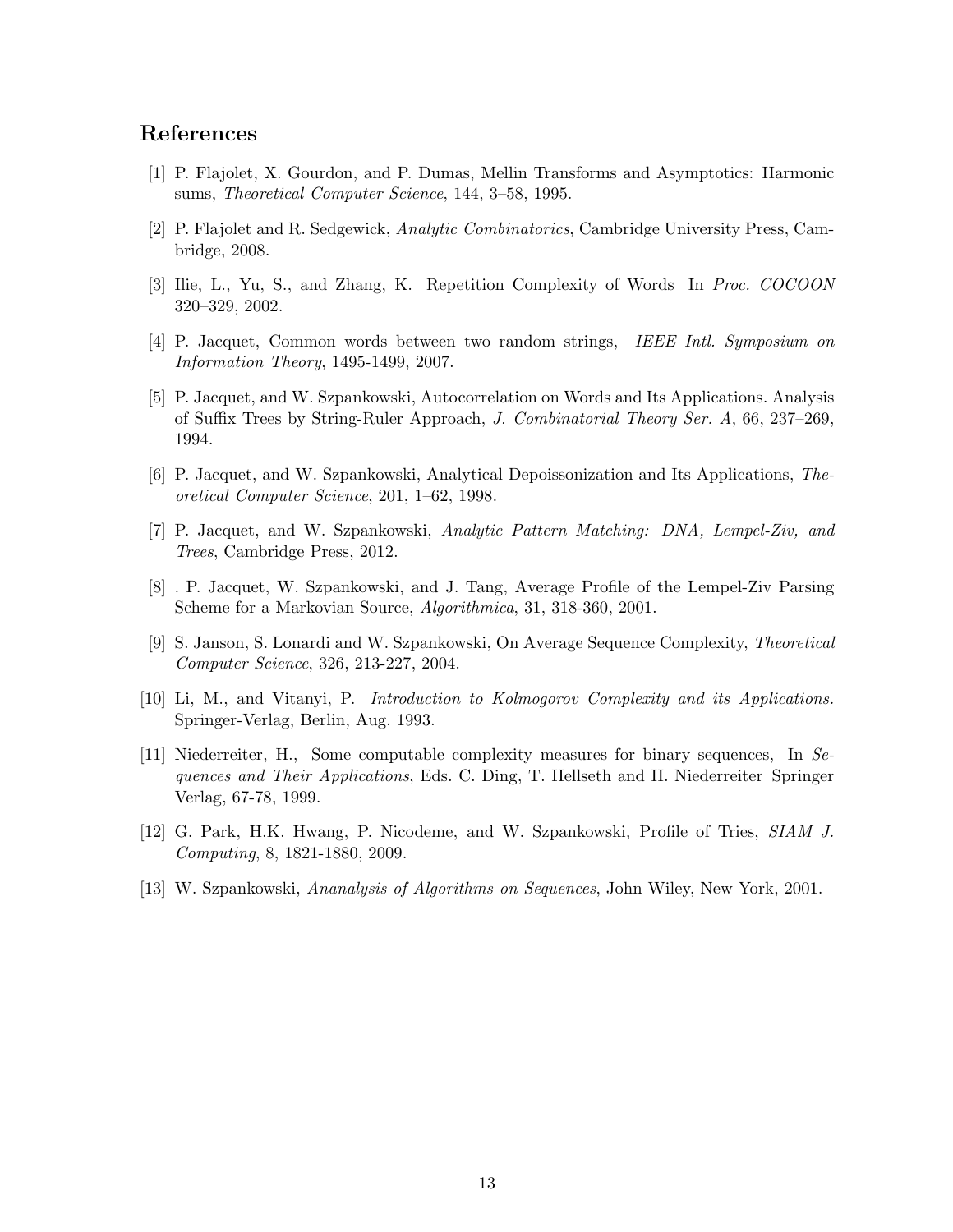## References

[1] P. Flajolet, X. Gourdon, and P. Dumas, Mellin Transforms and Asymptotics: Harmonic sums, *Theoretical Computer Science*, 144, 3–58, 1995.

[2] P. Flajolet and R. Sedgewick, *Analytic Combinatorics*, Cambridge University Press, Cambridge, 2008.

[3] Ilie, L., Yu, S., and Zhang, K. Repetition Complexity of Words In *Proc. COCOON* 320–329, 2002.

[4] P. Jacquet, Common words between two random strings, *IEEE Intl. Symposium on Information Theory*, 1495-1499, 2007.

[5] P. Jacquet, and W. Szpankowski, Autocorrelation on Words and Its Applications. Analysis of Suffix Trees by String-Ruler Approach, *J. Combinatorial Theory Ser. A*, 66, 237–269, 1994.

[6] P. Jacquet, and W. Szpankowski, Analytical Depoissonization and Its Applications, *Theoretical Computer Science*, 201, 1–62, 1998.

[7] P. Jacquet, and W. Szpankowski, *Analytic Pattern Matching: DNA, Lempel-Ziv, and Trees*, Cambridge Press, 2012.

[8] . P. Jacquet, W. Szpankowski, and J. Tang, Average Profile of the Lempel-Ziv Parsing Scheme for a Markovian Source, *Algorithmica*, 31, 318-360, 2001.

[9] S. Janson, S. Lonardi and W. Szpankowski, On Average Sequence Complexity, *Theoretical Computer Science*, 326, 213-227, 2004.

[10] Li, M., and Vitanyi, P. *Introduction to Kolmogorov Complexity and its Applications.* Springer-Verlag, Berlin, Aug. 1993.

[11] Niederreiter, H., Some computable complexity measures for binary sequences, In *Sequences and Their Applications*, Eds. C. Ding, T. Hellseth and H. Niederreiter Springer Verlag, 67-78, 1999.

[12] G. Park, H.K. Hwang, P. Nicodeme, and W. Szpankowski, Profile of Tries, *SIAM J. Computing*, 8, 1821-1880, 2009.

[13] W. Szpankowski, *Ananalysis of Algorithms on Sequences*, John Wiley, New York, 2001.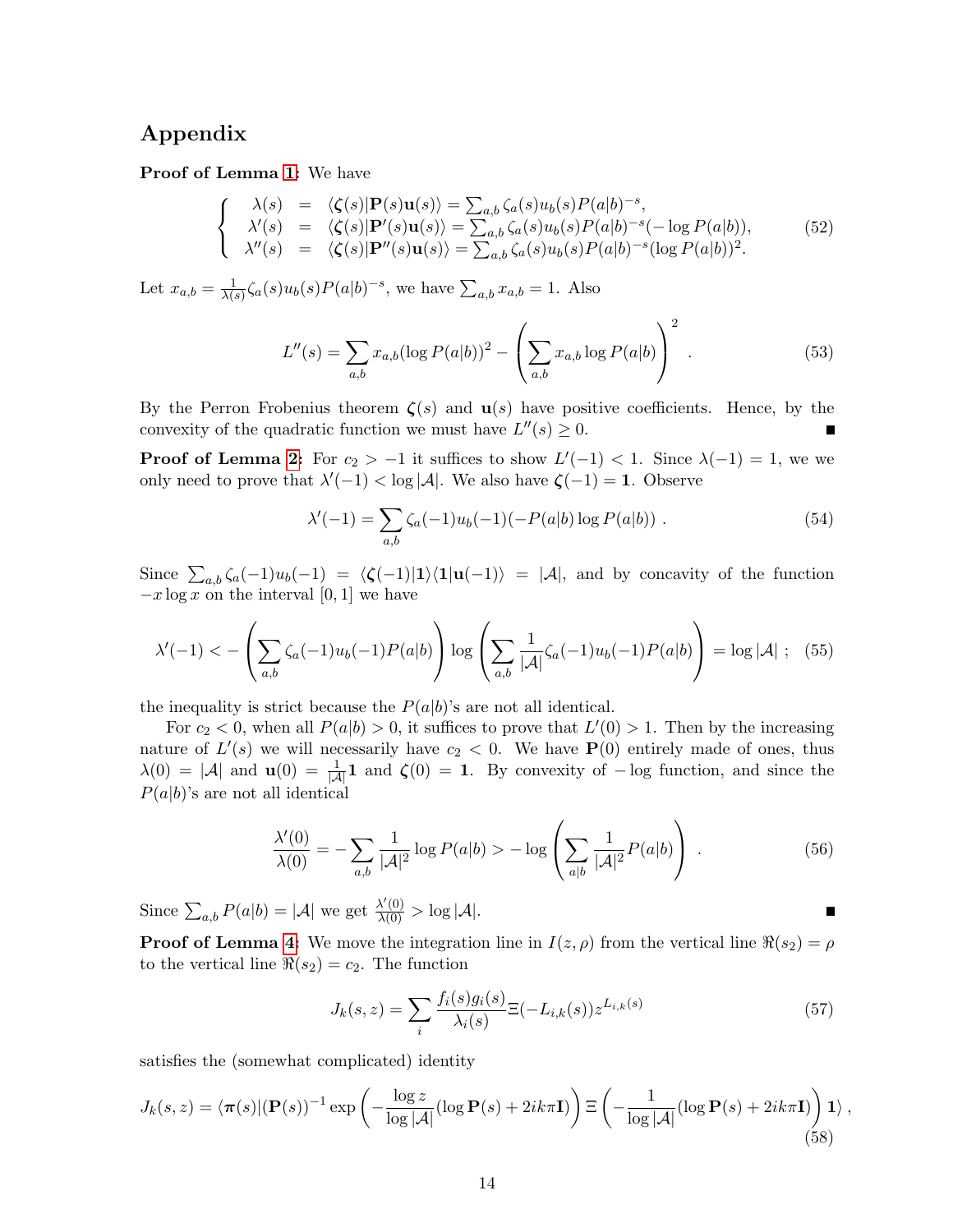## Appendix

**Proof of Lemma 1:** We have

$$
\left\{\begin{array}{rcl}
\lambda(s) & = & \langle \boldsymbol{\zeta}(s)|\mathbf{P}(s)\mathbf{u}(s)\rangle = \sum_{a,b}\zeta_a(s)u_b(s)P(a|b)^{-s}, \\
\lambda'(s) & = & \langle \boldsymbol{\zeta}(s)|\mathbf{P}'(s)\mathbf{u}(s)\rangle = \sum_{a,b}\zeta_a(s)u_b(s)P(a|b)^{-s}(-\log P(a|b)), \\
\lambda''(s) & = & \langle \boldsymbol{\zeta}(s)|\mathbf{P}''(s)\mathbf{u}(s)\rangle = \sum_{a,b}\zeta_a(s)u_b(s)P(a|b)^{-s}(\log P(a|b))^2.
\end{array}\right. \tag{52}
$$

Let $x_{a,b} = \frac{1}{\lambda(s)}\zeta_a(s)u_b(s)P(a|b)^{-s}$, we have $\sum_{a,b} x_{a,b} = 1$. Also

$$
L''(s) = \sum_{a,b} x_{a,b}(\log P(a|b))^2 - \left(\sum_{a,b} x_{a,b}\log P(a|b)\right)^2 . \tag{53}
$$

By the Perron Frobenius theorem $\boldsymbol{\zeta}(s)$ and $\mathbf{u}(s)$ have positive coefficients. Hence, by the convexity of the quadratic function we must have $L''(s) \geq 0$. ∎

**Proof of Lemma 2:** For $c_2 > -1$ it suffices to show $L'(-1) < 1$. Since $\lambda(-1) = 1$, we we only need to prove that $\lambda'(-1) < \log|\mathcal{A}|$. We also have $\boldsymbol{\zeta}(-1) = \mathbf{1}$. Observe

$$
\lambda'(-1) = \sum_{a,b} \zeta_a(-1)u_b(-1)(-P(a|b)\log P(a|b)) . \tag{54}
$$

Since $\sum_{a,b}\zeta_a(-1)u_b(-1) = \langle \boldsymbol{\zeta}(-1)|\mathbf{1}\rangle\langle \mathbf{1}|\mathbf{u}(-1)\rangle = |\mathcal{A}|$, and by concavity of the function $-x\log x$ on the interval $[0,1]$ we have

$$
\lambda'(-1) < -\left(\sum_{a,b}\zeta_a(-1)u_b(-1)P(a|b)\right)\log\left(\sum_{a,b}\frac{1}{|\mathcal{A}|}\zeta_a(-1)u_b(-1)P(a|b)\right) = \log|\mathcal{A}| \ ; \tag{55}
$$

the inequality is strict because the $P(a|b)$'s are not all identical.

For $c_2 < 0$, when all $P(a|b) > 0$, it suffices to prove that $L'(0) > 1$. Then by the increasing nature of $L'(s)$ we will necessarily have $c_2 < 0$. We have $\mathbf{P}(0)$ entirely made of ones, thus $\lambda(0) = |\mathcal{A}|$ and $\mathbf{u}(0) = \frac{1}{|\mathcal{A}|}\mathbf{1}$ and $\boldsymbol{\zeta}(0) = \mathbf{1}$. By convexity of $-\log$ function, and since the $P(a|b)$'s are not all identical

$$
\frac{\lambda'(0)}{\lambda(0)} = -\sum_{a,b}\frac{1}{|\mathcal{A}|^2}\log P(a|b) > -\log\left(\sum_{a|b}\frac{1}{|\mathcal{A}|^2}P(a|b)\right) . \tag{56}
$$

Since $\sum_{a,b} P(a|b) = |\mathcal{A}|$ we get $\frac{\lambda'(0)}{\lambda(0)} > \log|\mathcal{A}|$. ∎

**Proof of Lemma 4:** We move the integration line in $I(z,\rho)$ from the vertical line $\Re(s_2) = \rho$ to the vertical line $\Re(s_2) = c_2$. The function

$$
J_k(s,z) = \sum_i \frac{f_i(s)g_i(s)}{\lambda_i(s)}\Xi(-L_{i,k}(s))z^{L_{i,k}(s)} \tag{57}
$$

satisfies the (somewhat complicated) identity

$$
J_k(s,z) = \langle \boldsymbol{\pi}(s)|(\mathbf{P}(s))^{-1}\exp\left(-\frac{\log z}{\log|\mathcal{A}|}(\log\mathbf{P}(s) + 2ik\pi\mathbf{I})\right)\Xi\left(-\frac{1}{\log|\mathcal{A}|}(\log\mathbf{P}(s) + 2ik\pi\mathbf{I})\right)\mathbf{1}\rangle , \tag{58}
$$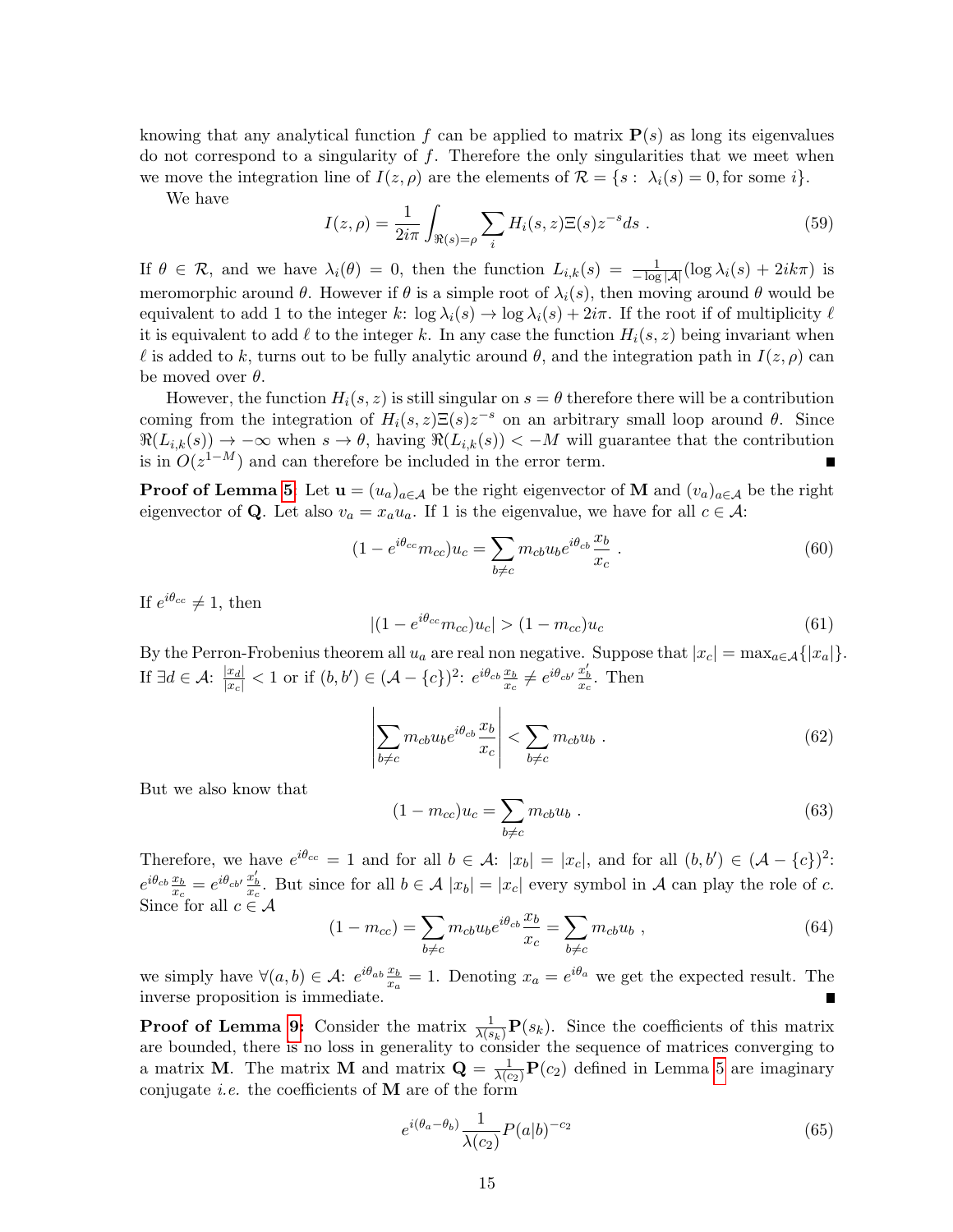knowing that any analytical function $f$ can be applied to matrix $\mathbf{P}(s)$ as long its eigenvalues do not correspond to a singularity of $f$. Therefore the only singularities that we meet when we move the integration line of $I(z,\rho)$ are the elements of $\mathcal{R} = \{s: \lambda_i(s) = 0, \text{for some } i\}$.

We have

$$I(z,\rho) = \frac{1}{2i\pi}\int_{\Re(s)=\rho}\sum_i H_i(s,z)\Xi(s)z^{-s}ds \ . \tag{59}$$

If $\theta \in \mathcal{R}$, and we have $\lambda_i(\theta) = 0$, then the function $L_{i,k}(s) = \frac{1}{-\log|\mathcal{A}|}(\log\lambda_i(s) + 2ik\pi)$ is meromorphic around $\theta$. However if $\theta$ is a simple root of $\lambda_i(s)$, then moving around $\theta$ would be equivalent to add 1 to the integer $k$: $\log\lambda_i(s) \to \log\lambda_i(s) + 2i\pi$. If the root is of multiplicity $\ell$ it is equivalent to add $\ell$ to the integer $k$. In any case the function $H_i(s,z)$ being invariant when $\ell$ is added to $k$, turns out to be fully analytic around $\theta$, and the integration path in $I(z,\rho)$ can be moved over $\theta$.

However, the function $H_i(s,z)$ is still singular on $s = \theta$ therefore there will be a contribution coming from the integration of $H_i(s,z)\Xi(s)z^{-s}$ on an arbitrary small loop around $\theta$. Since $\Re(L_{i,k}(s)) \to -\infty$ when $s \to \theta$, having $\Re(L_{i,k}(s)) < -M$ will guarantee that the contribution is in $O(z^{1-M})$ and can therefore be included in the error term. ■

**Proof of Lemma 5** Let $\mathbf{u} = (u_a)_{a\in\mathcal{A}}$ be the right eigenvector of $\mathbf{M}$ and $(v_a)_{a\in\mathcal{A}}$ be the right eigenvector of $\mathbf{Q}$. Let also $v_a = x_a u_a$. If 1 is the eigenvalue, we have for all $c \in \mathcal{A}$:

$$(1 - e^{i\theta_{cc}}m_{cc})u_c = \sum_{b\neq c} m_{cb}u_b e^{i\theta_{cb}}\frac{x_b}{x_c} \ . \tag{60}$$

If $e^{i\theta_{cc}} \neq 1$, then

$$|(1 - e^{i\theta_{cc}}m_{cc})u_c| > (1 - m_{cc})u_c \tag{61}$$

By the Perron-Frobenius theorem all $u_a$ are real non negative. Suppose that $|x_c| = \max_{a\in\mathcal{A}}\{|x_a|\}$. If $\exists d \in \mathcal{A}$: $\frac{|x_d|}{|x_c|} < 1$ or if $(b,b') \in (\mathcal{A} - \{c\})^2$: $e^{i\theta_{cb}}\frac{x_b}{x_c} \neq e^{i\theta_{cb'}}\frac{x'_b}{x_c}$. Then

$$\left|\sum_{b\neq c} m_{cb}u_b e^{i\theta_{cb}}\frac{x_b}{x_c}\right| < \sum_{b\neq c} m_{cb}u_b \ . \tag{62}$$

But we also know that

$$(1 - m_{cc})u_c = \sum_{b\neq c} m_{cb}u_b \ . \tag{63}$$

Therefore, we have $e^{i\theta_{cc}} = 1$ and for all $b \in \mathcal{A}$: $|x_b| = |x_c|$, and for all $(b,b') \in (\mathcal{A} - \{c\})^2$: $e^{i\theta_{cb}}\frac{x_b}{x_c} = e^{i\theta_{cb'}}\frac{x'_b}{x_c}$. But since for all $b \in \mathcal{A}$ $|x_b| = |x_c|$ every symbol in $\mathcal{A}$ can play the role of $c$. Since for all $c \in \mathcal{A}$

$$(1 - m_{cc}) = \sum_{b\neq c} m_{cb}u_b e^{i\theta_{cb}}\frac{x_b}{x_c} = \sum_{b\neq c} m_{cb}u_b \ , \tag{64}$$

we simply have $\forall(a,b) \in \mathcal{A}$: $e^{i\theta_{ab}}\frac{x_b}{x_a} = 1$. Denoting $x_a = e^{i\theta_a}$ we get the expected result. The inverse proposition is immediate. ■

**Proof of Lemma 9:** Consider the matrix $\frac{1}{\lambda(s_k)}\mathbf{P}(s_k)$. Since the coefficients of this matrix are bounded, there is no loss in generality to consider the sequence of matrices converging to a matrix $\mathbf{M}$. The matrix $\mathbf{M}$ and matrix $\mathbf{Q} = \frac{1}{\lambda(c_2)}\mathbf{P}(c_2)$ defined in Lemma 5 are imaginary conjugate *i.e.* the coefficients of $\mathbf{M}$ are of the form

$$e^{i(\theta_a - \theta_b)}\frac{1}{\lambda(c_2)}P(a|b)^{-c_2} \tag{65}$$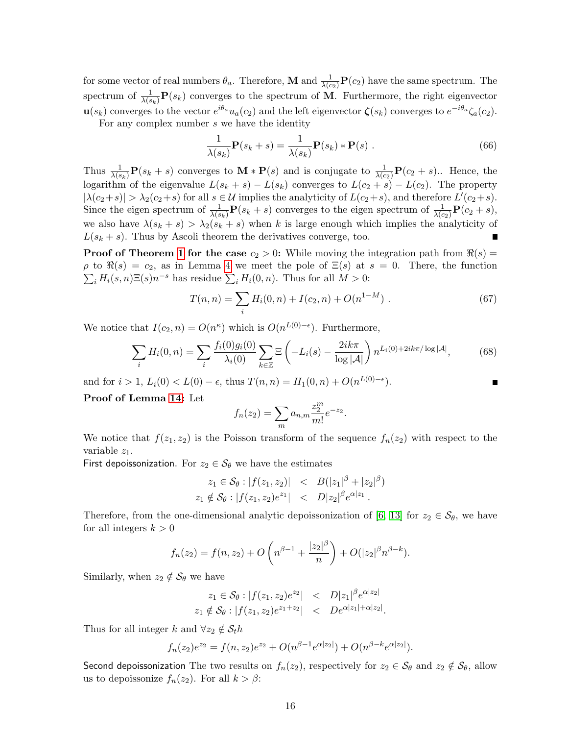for some vector of real numbers $\theta_a$. Therefore, $\mathbf{M}$ and $\frac{1}{\lambda(c_2)}\mathbf{P}(c_2)$ have the same spectrum. The spectrum of $\frac{1}{\lambda(s_k)}\mathbf{P}(s_k)$ converges to the spectrum of $\mathbf{M}$. Furthermore, the right eigenvector $\mathbf{u}(s_k)$ converges to the vector $e^{i\theta_a}u_a(c_2)$ and the left eigenvector $\boldsymbol{\zeta}(s_k)$ converges to $e^{-i\theta_a}\zeta_a(c_2)$.

For any complex number $s$ we have the identity

$$\frac{1}{\lambda(s_k)}\mathbf{P}(s_k+s) = \frac{1}{\lambda(s_k)}\mathbf{P}(s_k) * \mathbf{P}(s) \ . \tag{66}$$

Thus $\frac{1}{\lambda(s_k)}\mathbf{P}(s_k+s)$ converges to $\mathbf{M} * \mathbf{P}(s)$ and is conjugate to $\frac{1}{\lambda(c_2)}\mathbf{P}(c_2+s)$.. Hence, the logarithm of the eigenvalue $L(s_k+s) - L(s_k)$ converges to $L(c_2+s) - L(c_2)$. The property $|\lambda(c_2+s)| > \lambda_2(c_2+s)$ for all $s \in \mathcal{U}$ implies the analyticity of $L(c_2+s)$, and therefore $L'(c_2+s)$. Since the eigen spectrum of $\frac{1}{\lambda(s_k)}\mathbf{P}(s_k+s)$ converges to the eigen spectrum of $\frac{1}{\lambda(c_2)}\mathbf{P}(c_2+s)$, we also have $\lambda(s_k+s) > \lambda_2(s_k+s)$ when $k$ is large enough which implies the analyticity of $L(s_k+s)$. Thus by Ascoli theorem the derivatives converge, too. ∎

**Proof of Theorem 1 for the case $c_2 > 0$:** While moving the integration path from $\Re(s) = \rho$ to $\Re(s) = c_2$, as in Lemma 4 we meet the pole of $\Xi(s)$ at $s = 0$. There, the function $\sum_i H_i(s,n)\Xi(s)n^{-s}$ has residue $\sum_i H_i(0,n)$. Thus for all $M > 0$:

$$T(n,n) = \sum_i H_i(0,n) + I(c_2,n) + O(n^{1-M}) \ . \tag{67}$$

We notice that $I(c_2,n) = O(n^{\kappa})$ which is $O(n^{L(0)-\epsilon})$. Furthermore,

$$\sum_i H_i(0,n) = \sum_i \frac{f_i(0)g_i(0)}{\lambda_i(0)} \sum_{k\in\mathbb{Z}} \Xi\left(-L_i(s) - \frac{2ik\pi}{\log|\mathcal{A}|}\right) n^{L_i(0)+2ik\pi/\log|\mathcal{A}|}, \tag{68}$$

and for $i > 1$, $L_i(0) < L(0) - \epsilon$, thus $T(n,n) = H_1(0,n) + O(n^{L(0)-\epsilon})$. ∎

**Proof of Lemma 14:** Let

$$f_n(z_2) = \sum_m a_{n,m}\frac{z_2^m}{m!}e^{-z_2}.$$

We notice that $f(z_1,z_2)$ is the Poisson transform of the sequence $f_n(z_2)$ with respect to the variable $z_1$.

First depoissonization. For $z_2 \in \mathcal{S}_\theta$ we have the estimates

$$\begin{aligned} z_1 \in \mathcal{S}_\theta : |f(z_1,z_2)| &< B(|z_1|^\beta + |z_2|^\beta) \\ z_1 \notin \mathcal{S}_\theta : |f(z_1,z_2)e^{z_1}| &< D|z_2|^\beta e^{\alpha|z_1|}. \end{aligned}$$

Therefore, from the one-dimensional analytic depoissonization of [6, 13] for $z_2 \in \mathcal{S}_\theta$, we have for all integers $k > 0$

$$f_n(z_2) = f(n,z_2) + O\left(n^{\beta-1} + \frac{|z_2|^\beta}{n}\right) + O(|z_2|^\beta n^{\beta-k}).$$

Similarly, when $z_2 \notin \mathcal{S}_\theta$ we have

$$\begin{aligned} z_1 \in \mathcal{S}_\theta : |f(z_1,z_2)e^{z_2}| &< D|z_1|^\beta e^{\alpha|z_2|} \\ z_1 \notin \mathcal{S}_\theta : |f(z_1,z_2)e^{z_1+z_2}| &< De^{\alpha|z_1|+\alpha|z_2|}. \end{aligned}$$

Thus for all integer $k$ and $\forall z_2 \notin \mathcal{S}_th$

$$f_n(z_2)e^{z_2} = f(n,z_2)e^{z_2} + O(n^{\beta-1}e^{\alpha|z_2|}) + O(n^{\beta-k}e^{\alpha|z_2|}).$$

Second depoissonization The two results on $f_n(z_2)$, respectively for $z_2 \in \mathcal{S}_\theta$ and $z_2 \notin \mathcal{S}_\theta$, allow us to depoissonize $f_n(z_2)$. For all $k > \beta$: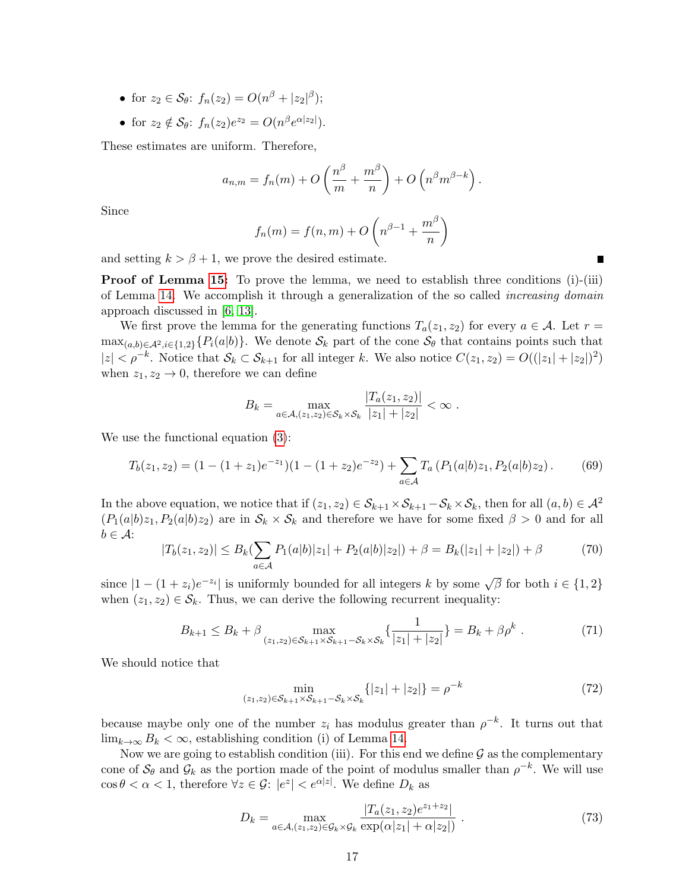- for $z_2 \in \mathcal{S}_\theta$: $f_n(z_2) = O(n^\beta + |z_2|^\beta)$;
- for $z_2 \notin \mathcal{S}_\theta$: $f_n(z_2)e^{z_2} = O(n^\beta e^{\alpha|z_2|})$.

These estimates are uniform. Therefore,

$$a_{n,m} = f_n(m) + O\left(\frac{n^\beta}{m} + \frac{m^\beta}{n}\right) + O\left(n^\beta m^{\beta-k}\right).$$

Since

$$f_n(m) = f(n,m) + O\left(n^{\beta-1} + \frac{m^\beta}{n}\right)$$

and setting $k > \beta + 1$, we prove the desired estimate. ∎

**Proof of Lemma 15:** To prove the lemma, we need to establish three conditions (i)-(iii) of Lemma 14. We accomplish it through a generalization of the so called *increasing domain* approach discussed in [6, 13].

We first prove the lemma for the generating functions $T_a(z_1, z_2)$ for every $a \in \mathcal{A}$. Let $r = \max_{(a,b)\in\mathcal{A}^2, i\in\{1,2\}}\{P_i(a|b)\}$. We denote $\mathcal{S}_k$ part of the cone $\mathcal{S}_\theta$ that contains points such that $|z| < \rho^{-k}$. Notice that $\mathcal{S}_k \subset \mathcal{S}_{k+1}$ for all integer $k$. We also notice $C(z_1, z_2) = O((|z_1| + |z_2|)^2)$ when $z_1, z_2 \to 0$, therefore we can define

$$B_k = \max_{a\in\mathcal{A},(z_1,z_2)\in\mathcal{S}_k\times\mathcal{S}_k} \frac{|T_a(z_1,z_2)|}{|z_1| + |z_2|} < \infty\ .$$

We use the functional equation (3):

$$T_b(z_1, z_2) = (1 - (1+z_1)e^{-z_1})(1 - (1+z_2)e^{-z_2}) + \sum_{a\in\mathcal{A}} T_a\left(P_1(a|b)z_1, P_2(a|b)z_2\right). \tag{69}$$

In the above equation, we notice that if $(z_1, z_2) \in \mathcal{S}_{k+1}\times\mathcal{S}_{k+1} - \mathcal{S}_k\times\mathcal{S}_k$, then for all $(a,b) \in \mathcal{A}^2$ $(P_1(a|b)z_1, P_2(a|b)z_2)$ are in $\mathcal{S}_k \times \mathcal{S}_k$ and therefore we have for some fixed $\beta > 0$ and for all $b \in \mathcal{A}$:

$$|T_b(z_1, z_2)| \le B_k(\sum_{a\in\mathcal{A}} P_1(a|b)|z_1| + P_2(a|b)|z_2|) + \beta = B_k(|z_1| + |z_2|) + \beta \tag{70}$$

since $|1 - (1+z_i)e^{-z_i}|$ is uniformly bounded for all integers $k$ by some $\sqrt{\beta}$ for both $i \in \{1,2\}$ when $(z_1, z_2) \in \mathcal{S}_k$. Thus, we can derive the following recurrent inequality:

$$B_{k+1} \le B_k + \beta \max_{(z_1,z_2)\in\mathcal{S}_{k+1}\times\mathcal{S}_{k+1}-\mathcal{S}_k\times\mathcal{S}_k}\{\frac{1}{|z_1| + |z_2|}\} = B_k + \beta\rho^k\ . \tag{71}$$

We should notice that

$$\min_{(z_1,z_2)\in\mathcal{S}_{k+1}\times\mathcal{S}_{k+1}-\mathcal{S}_k\times\mathcal{S}_k}\{|z_1| + |z_2|\} = \rho^{-k} \tag{72}$$

because maybe only one of the number $z_i$ has modulus greater than $\rho^{-k}$. It turns out that $\lim_{k\to\infty} B_k < \infty$, establishing condition (i) of Lemma 14.

Now we are going to establish condition (iii). For this end we define $\mathcal{G}$ as the complementary cone of $\mathcal{S}_\theta$ and $\mathcal{G}_k$ as the portion made of the point of modulus smaller than $\rho^{-k}$. We will use $\cos\theta < \alpha < 1$, therefore $\forall z \in \mathcal{G}$: $|e^z| < e^{\alpha|z|}$. We define $D_k$ as

$$D_k = \max_{a\in\mathcal{A},(z_1,z_2)\in\mathcal{G}_k\times\mathcal{G}_k} \frac{|T_a(z_1,z_2)e^{z_1+z_2}|}{\exp(\alpha|z_1| + \alpha|z_2|)}\ . \tag{73}$$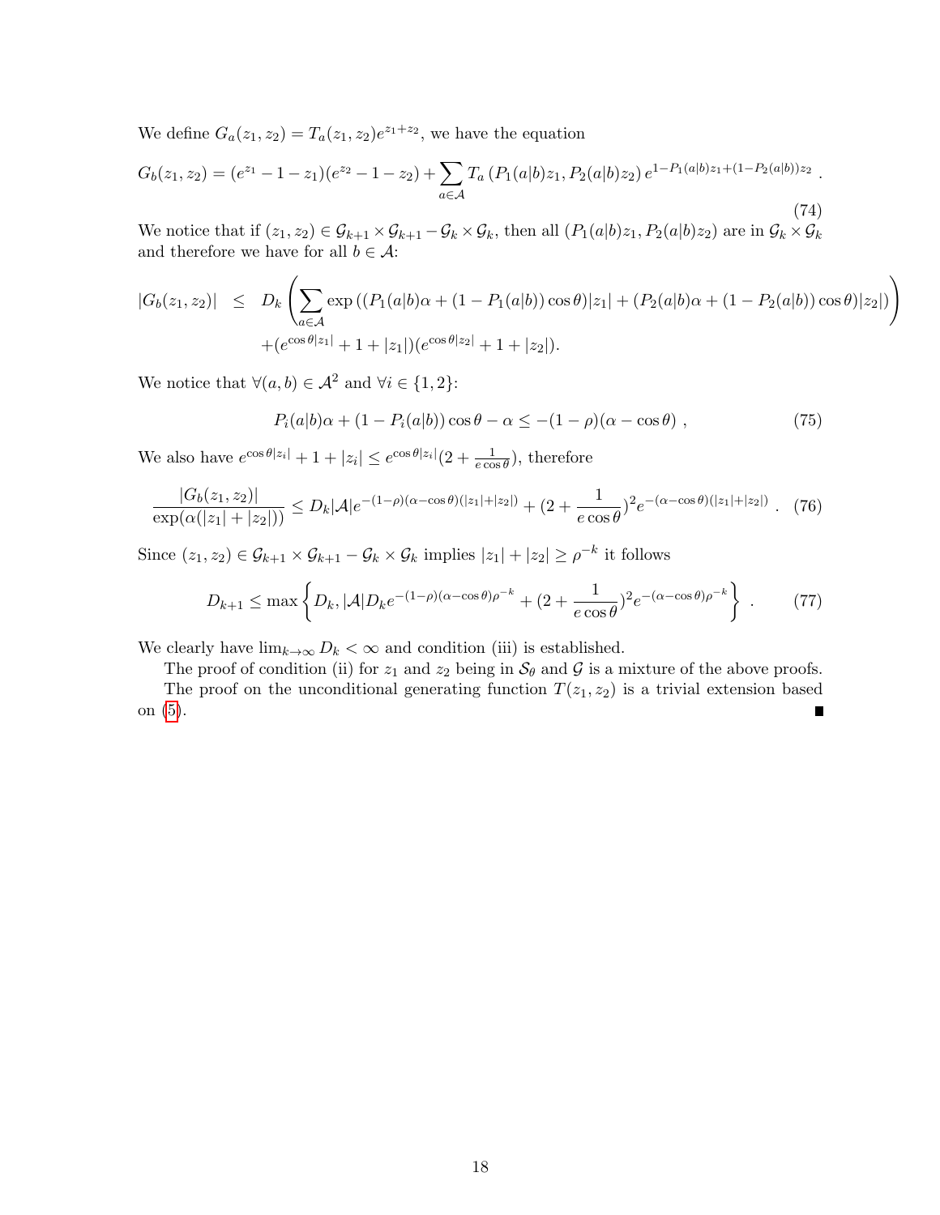We define $G_a(z_1, z_2) = T_a(z_1, z_2)e^{z_1+z_2}$, we have the equation

$$G_b(z_1, z_2) = (e^{z_1} - 1 - z_1)(e^{z_2} - 1 - z_2) + \sum_{a\in\mathcal{A}} T_a\left(P_1(a|b)z_1, P_2(a|b)z_2\right) e^{1-P_1(a|b)z_1+(1-P_2(a|b))z_2} . \tag{74}$$

We notice that if $(z_1, z_2) \in \mathcal{G}_{k+1} \times \mathcal{G}_{k+1} - \mathcal{G}_k \times \mathcal{G}_k$, then all $(P_1(a|b)z_1, P_2(a|b)z_2)$ are in $\mathcal{G}_k \times \mathcal{G}_k$ and therefore we have for all $b \in \mathcal{A}$:

$$\begin{aligned}|G_b(z_1, z_2)| \;\; &\leq \;\; D_k \left(\sum_{a\in\mathcal{A}} \exp\left((P_1(a|b)\alpha + (1 - P_1(a|b))\cos\theta)|z_1| + (P_2(a|b)\alpha + (1 - P_2(a|b))\cos\theta)|z_2|\right)\right) \\ &\quad + (e^{\cos\theta|z_1|} + 1 + |z_1|)(e^{\cos\theta|z_2|} + 1 + |z_2|).\end{aligned}$$

We notice that $\forall (a, b) \in \mathcal{A}^2$ and $\forall i \in \{1, 2\}$:

$$P_i(a|b)\alpha + (1 - P_i(a|b))\cos\theta - \alpha \leq -(1 - \rho)(\alpha - \cos\theta) , \tag{75}$$

We also have $e^{\cos\theta|z_i|} + 1 + |z_i| \leq e^{\cos\theta|z_i|}(2 + \frac{1}{e\cos\theta})$, therefore

$$\frac{|G_b(z_1, z_2)|}{\exp(\alpha(|z_1| + |z_2|))} \leq D_k|\mathcal{A}|e^{-(1-\rho)(\alpha-\cos\theta)(|z_1|+|z_2|)} + (2 + \frac{1}{e\cos\theta})^2 e^{-(\alpha-\cos\theta)(|z_1|+|z_2|)} . \tag{76}$$

Since $(z_1, z_2) \in \mathcal{G}_{k+1} \times \mathcal{G}_{k+1} - \mathcal{G}_k \times \mathcal{G}_k$ implies $|z_1| + |z_2| \geq \rho^{-k}$ it follows

$$D_{k+1} \leq \max\left\{D_k, |\mathcal{A}|D_k e^{-(1-\rho)(\alpha-\cos\theta)\rho^{-k}} + (2 + \frac{1}{e\cos\theta})^2 e^{-(\alpha-\cos\theta)\rho^{-k}}\right\} . \tag{77}$$

We clearly have $\lim_{k\to\infty} D_k < \infty$ and condition (iii) is established.

The proof of condition (ii) for $z_1$ and $z_2$ being in $\mathcal{S}_\theta$ and $\mathcal{G}$ is a mixture of the above proofs.

The proof on the unconditional generating function $T(z_1, z_2)$ is a trivial extension based on (5). ∎